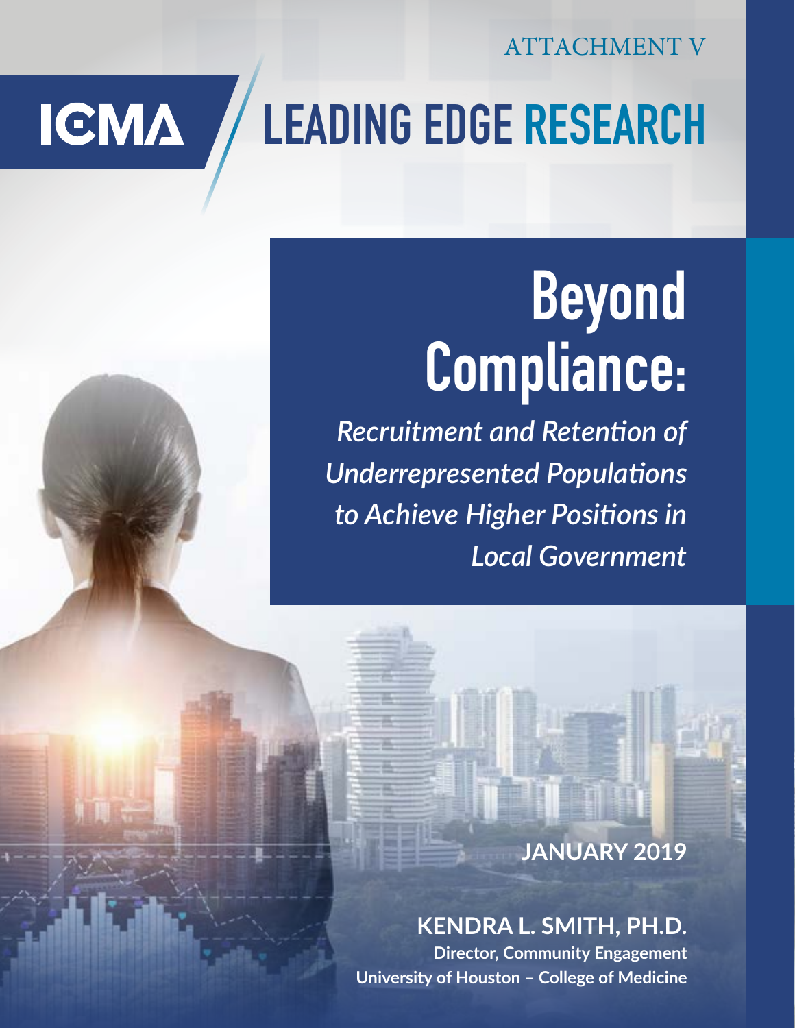ATTACHMENT V

ICMA

LEADING EDGE RESEARCH

# Beyond Compliance:

*Recruitment and Retention of Underrepresented Populations to Achieve Higher Positions in Local Government*

**JANUARY 2019**

**KENDRA L. SMITH, PH.D.**

**Director, Community Engagement**

**University of Houston – College of Medicine**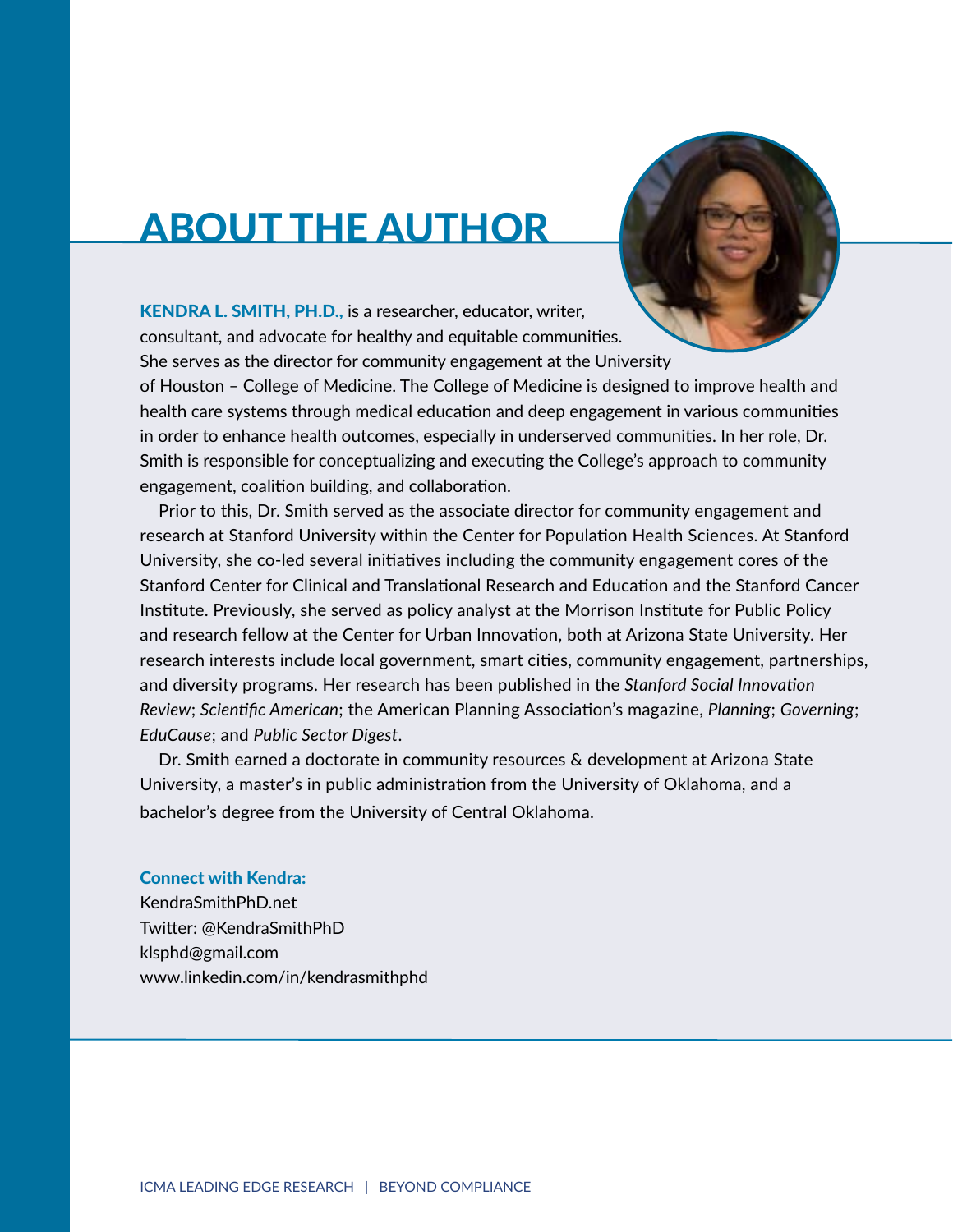# ABOUT THE AUTHOR

**KENDRA L. SMITH, PH.D.,** is a researcher, educator, writer, consultant, and advocate for healthy and equitable communities. She serves as the director for community engagement at the University of Houston – College of Medicine. The College of Medicine is designed to improve health and health care systems through medical education and deep engagement in various communities in order to enhance health outcomes, especially in underserved communities. In her role, Dr. Smith is responsible for conceptualizing and executing the College's approach to community engagement, coalition building, and collaboration.

Prior to this, Dr. Smith served as the associate director for community engagement and research at Stanford University within the Center for Population Health Sciences. At Stanford University, she co-led several initiatives including the community engagement cores of the Stanford Center for Clinical and Translational Research and Education and the Stanford Cancer Institute. Previously, she served as policy analyst at the Morrison Institute for Public Policy and research fellow at the Center for Urban Innovation, both at Arizona State University. Her research interests include local government, smart cities, community engagement, partnerships, and diversity programs. Her research has been published in the *Stanford Social Innovation Review*; *Scientific American*; the American Planning Association's magazine, *Planning*; *Governing*; *EduCause*; and *Public Sector Digest*.

Dr. Smith earned a doctorate in community resources & development at Arizona State University, a master's in public administration from the University of Oklahoma, and a bachelor's degree from the University of Central Oklahoma.

**Connect with Kendra:**
KendraSmithPhD.net
Twitter: @KendraSmithPhD
klsphd@gmail.com
www.linkedin.com/in/kendrasmithphd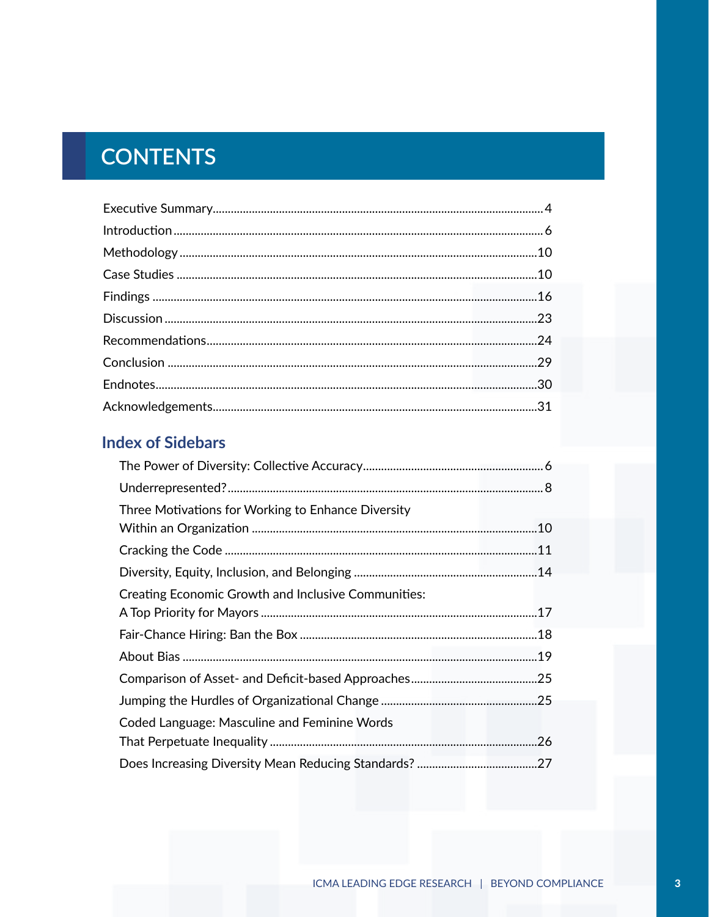# CONTENTS

Executive Summary............................................................4
Introduction............................................................6
Methodology............................................................10
Case Studies............................................................10
Findings............................................................16
Discussion............................................................23
Recommendations............................................................24
Conclusion............................................................29
Endnotes............................................................30
Acknowledgements............................................................31

## Index of Sidebars

The Power of Diversity: Collective Accuracy............................................................6
Underrepresented?............................................................8
Three Motivations for Working to Enhance Diversity Within an Organization............................................................10
Cracking the Code............................................................11
Diversity, Equity, Inclusion, and Belonging............................................................14
Creating Economic Growth and Inclusive Communities: A Top Priority for Mayors............................................................17
Fair-Chance Hiring: Ban the Box............................................................18
About Bias............................................................19
Comparison of Asset- and Deficit-based Approaches............................................................25
Jumping the Hurdles of Organizational Change............................................................25
Coded Language: Masculine and Feminine Words That Perpetuate Inequality............................................................26
Does Increasing Diversity Mean Reducing Standards?............................................................27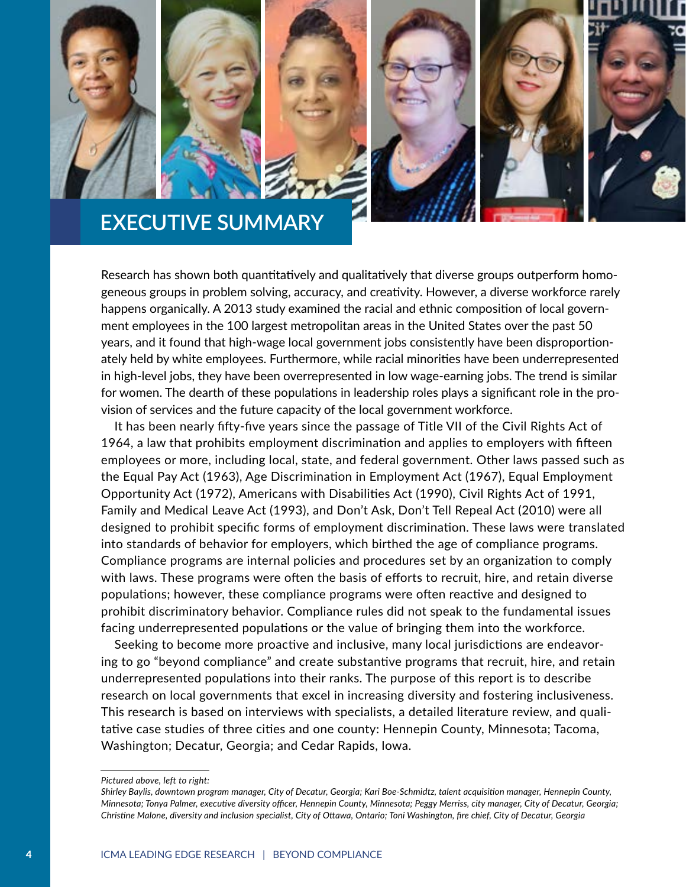# EXECUTIVE SUMMARY

Research has shown both quantitatively and qualitatively that diverse groups outperform homogeneous groups in problem solving, accuracy, and creativity. However, a diverse workforce rarely happens organically. A 2013 study examined the racial and ethnic composition of local government employees in the 100 largest metropolitan areas in the United States over the past 50 years, and it found that high-wage local government jobs consistently have been disproportionately held by white employees. Furthermore, while racial minorities have been underrepresented in high-level jobs, they have been overrepresented in low wage-earning jobs. The trend is similar for women. The dearth of these populations in leadership roles plays a significant role in the provision of services and the future capacity of the local government workforce.

It has been nearly fifty-five years since the passage of Title VII of the Civil Rights Act of 1964, a law that prohibits employment discrimination and applies to employers with fifteen employees or more, including local, state, and federal government. Other laws passed such as the Equal Pay Act (1963), Age Discrimination in Employment Act (1967), Equal Employment Opportunity Act (1972), Americans with Disabilities Act (1990), Civil Rights Act of 1991, Family and Medical Leave Act (1993), and Don't Ask, Don't Tell Repeal Act (2010) were all designed to prohibit specific forms of employment discrimination. These laws were translated into standards of behavior for employers, which birthed the age of compliance programs. Compliance programs are internal policies and procedures set by an organization to comply with laws. These programs were often the basis of efforts to recruit, hire, and retain diverse populations; however, these compliance programs were often reactive and designed to prohibit discriminatory behavior. Compliance rules did not speak to the fundamental issues facing underrepresented populations or the value of bringing them into the workforce.

Seeking to become more proactive and inclusive, many local jurisdictions are endeavoring to go "beyond compliance" and create substantive programs that recruit, hire, and retain underrepresented populations into their ranks. The purpose of this report is to describe research on local governments that excel in increasing diversity and fostering inclusiveness. This research is based on interviews with specialists, a detailed literature review, and qualitative case studies of three cities and one county: Hennepin County, Minnesota; Tacoma, Washington; Decatur, Georgia; and Cedar Rapids, Iowa.

---

*Pictured above, left to right:*

*Shirley Baylis, downtown program manager, City of Decatur, Georgia; Kari Boe-Schmidtz, talent acquisition manager, Hennepin County, Minnesota; Tonya Palmer, executive diversity officer, Hennepin County, Minnesota; Peggy Merriss, city manager, City of Decatur, Georgia; Christine Malone, diversity and inclusion specialist, City of Ottawa, Ontario; Toni Washington, fire chief, City of Decatur, Georgia*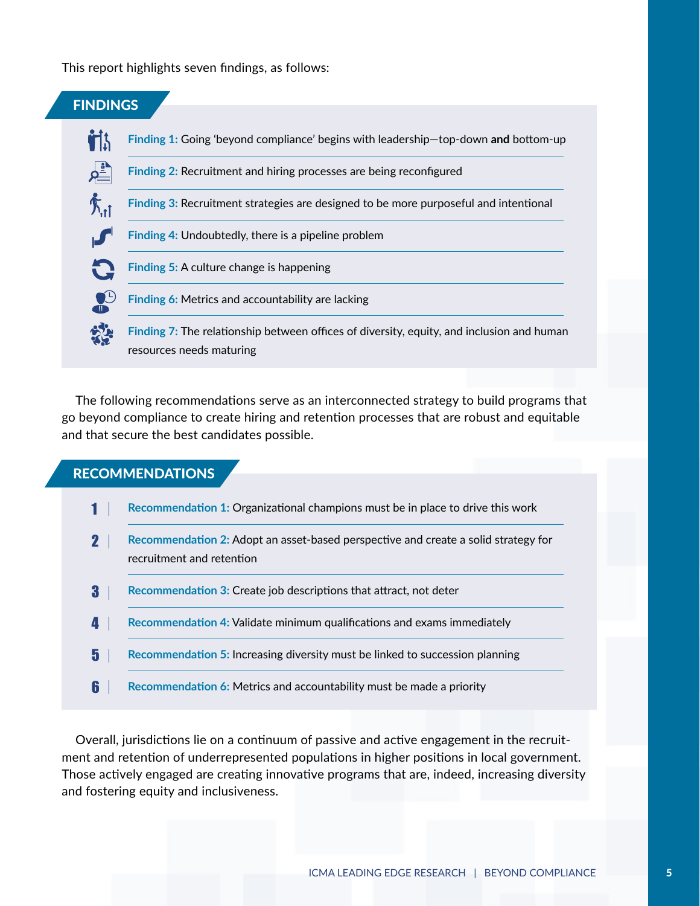This report highlights seven findings, as follows:

## FINDINGS

- **Finding 1:** Going 'beyond compliance' begins with leadership—top-down **and** bottom-up
- **Finding 2:** Recruitment and hiring processes are being reconfigured
- **Finding 3:** Recruitment strategies are designed to be more purposeful and intentional
- **Finding 4:** Undoubtedly, there is a pipeline problem
- **Finding 5:** A culture change is happening
- **Finding 6:** Metrics and accountability are lacking
- **Finding 7:** The relationship between offices of diversity, equity, and inclusion and human resources needs maturing

The following recommendations serve as an interconnected strategy to build programs that go beyond compliance to create hiring and retention processes that are robust and equitable and that secure the best candidates possible.

## RECOMMENDATIONS

1. **Recommendation 1:** Organizational champions must be in place to drive this work
2. **Recommendation 2:** Adopt an asset-based perspective and create a solid strategy for recruitment and retention
3. **Recommendation 3:** Create job descriptions that attract, not deter
4. **Recommendation 4:** Validate minimum qualifications and exams immediately
5. **Recommendation 5:** Increasing diversity must be linked to succession planning
6. **Recommendation 6:** Metrics and accountability must be made a priority

Overall, jurisdictions lie on a continuum of passive and active engagement in the recruitment and retention of underrepresented populations in higher positions in local government. Those actively engaged are creating innovative programs that are, indeed, increasing diversity and fostering equity and inclusiveness.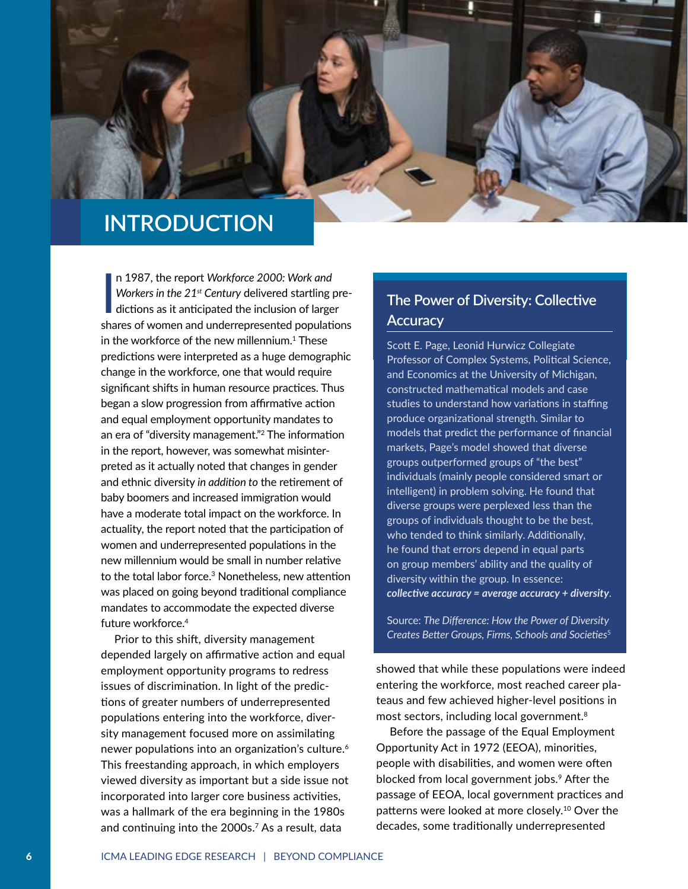# INTRODUCTION

In 1987, the report *Workforce 2000: Work and Workers in the 21st Century* delivered startling predictions as it anticipated the inclusion of larger shares of women and underrepresented populations in the workforce of the new millennium.[1] These predictions were interpreted as a huge demographic change in the workforce, one that would require significant shifts in human resource practices. Thus began a slow progression from affirmative action and equal employment opportunity mandates to an era of "diversity management."[2] The information in the report, however, was somewhat misinterpreted as it actually noted that changes in gender and ethnic diversity *in addition to* the retirement of baby boomers and increased immigration would have a moderate total impact on the workforce. In actuality, the report noted that the participation of women and underrepresented populations in the new millennium would be small in number relative to the total labor force.[3] Nonetheless, new attention was placed on going beyond traditional compliance mandates to accommodate the expected diverse future workforce.[4]

Prior to this shift, diversity management depended largely on affirmative action and equal employment opportunity programs to redress issues of discrimination. In light of the predictions of greater numbers of underrepresented populations entering into the workforce, diversity management focused more on assimilating newer populations into an organization's culture.[6] This freestanding approach, in which employers viewed diversity as important but a side issue not incorporated into larger core business activities, was a hallmark of the era beginning in the 1980s and continuing into the 2000s.[7] As a result, data showed that while these populations were indeed entering the workforce, most reached career plateaus and few achieved higher-level positions in most sectors, including local government.[8]

Before the passage of the Equal Employment Opportunity Act in 1972 (EEOA), minorities, people with disabilities, and women were often blocked from local government jobs.[9] After the passage of EEOA, local government practices and patterns were looked at more closely.[10] Over the decades, some traditionally underrepresented

## The Power of Diversity: Collective Accuracy

Scott E. Page, Leonid Hurwicz Collegiate Professor of Complex Systems, Political Science, and Economics at the University of Michigan, constructed mathematical models and case studies to understand how variations in staffing produce organizational strength. Similar to models that predict the performance of financial markets, Page's model showed that diverse groups outperformed groups of "the best" individuals (mainly people considered smart or intelligent) in problem solving. He found that diverse groups were perplexed less than the groups of individuals thought to be the best, who tended to think similarly. Additionally, he found that errors depend in equal parts on group members' ability and the quality of diversity within the group. In essence: ***collective accuracy = average accuracy + diversity***.

Source: *The Difference: How the Power of Diversity Creates Better Groups, Firms, Schools and Societies*[5]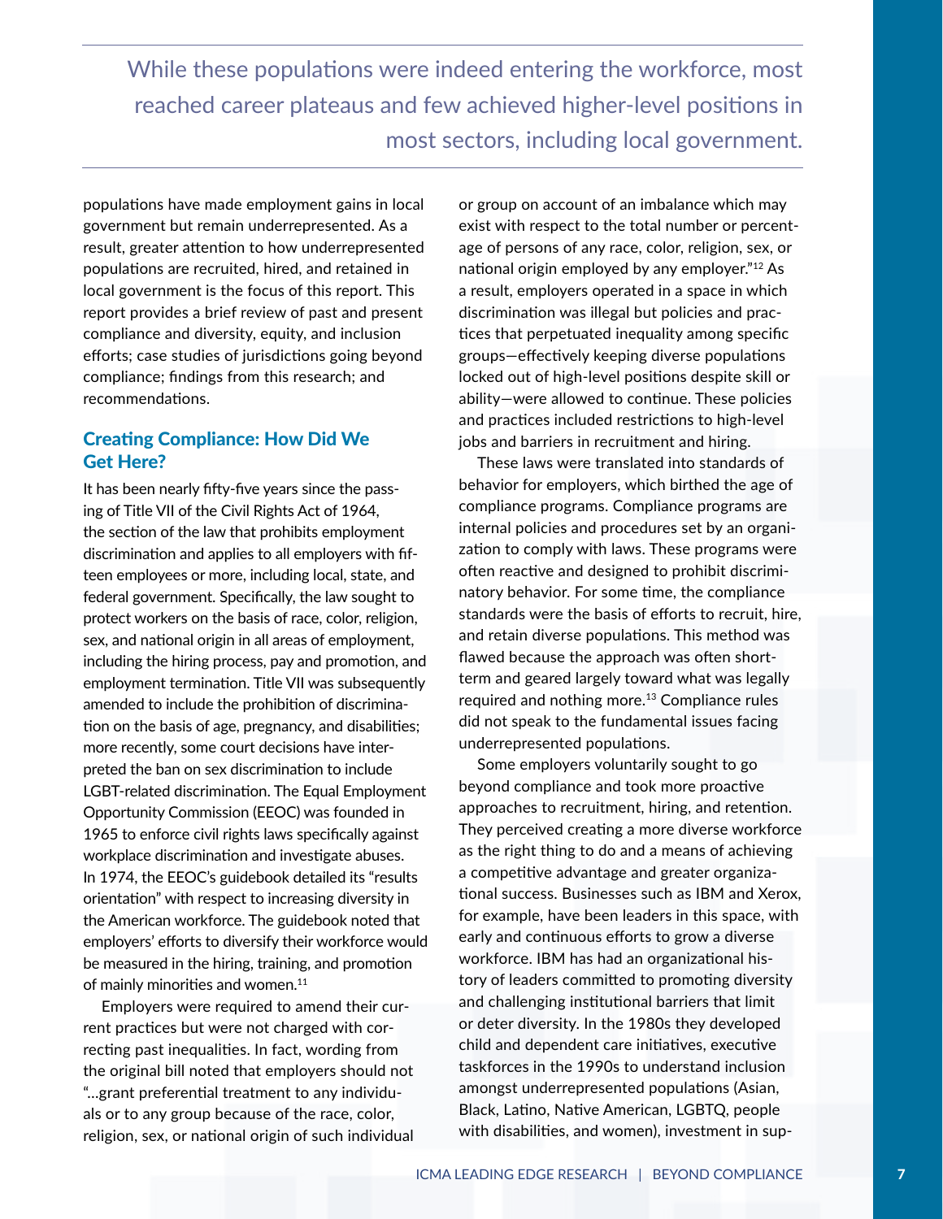> While these populations were indeed entering the workforce, most reached career plateaus and few achieved higher-level positions in most sectors, including local government.

populations have made employment gains in local government but remain underrepresented. As a result, greater attention to how underrepresented populations are recruited, hired, and retained in local government is the focus of this report. This report provides a brief review of past and present compliance and diversity, equity, and inclusion efforts; case studies of jurisdictions going beyond compliance; findings from this research; and recommendations.

## Creating Compliance: How Did We Get Here?

It has been nearly fifty-five years since the passing of Title VII of the Civil Rights Act of 1964, the section of the law that prohibits employment discrimination and applies to all employers with fifteen employees or more, including local, state, and federal government. Specifically, the law sought to protect workers on the basis of race, color, religion, sex, and national origin in all areas of employment, including the hiring process, pay and promotion, and employment termination. Title VII was subsequently amended to include the prohibition of discrimination on the basis of age, pregnancy, and disabilities; more recently, some court decisions have interpreted the ban on sex discrimination to include LGBT-related discrimination. The Equal Employment Opportunity Commission (EEOC) was founded in 1965 to enforce civil rights laws specifically against workplace discrimination and investigate abuses. In 1974, the EEOC's guidebook detailed its "results orientation" with respect to increasing diversity in the American workforce. The guidebook noted that employers' efforts to diversify their workforce would be measured in the hiring, training, and promotion of mainly minorities and women.[11]

Employers were required to amend their current practices but were not charged with correcting past inequalities. In fact, wording from the original bill noted that employers should not "...grant preferential treatment to any individuals or to any group because of the race, color, religion, sex, or national origin of such individual or group on account of an imbalance which may exist with respect to the total number or percentage of persons of any race, color, religion, sex, or national origin employed by any employer."[12] As a result, employers operated in a space in which discrimination was illegal but policies and practices that perpetuated inequality among specific groups—effectively keeping diverse populations locked out of high-level positions despite skill or ability—were allowed to continue. These policies and practices included restrictions to high-level jobs and barriers in recruitment and hiring.

These laws were translated into standards of behavior for employers, which birthed the age of compliance programs. Compliance programs are internal policies and procedures set by an organization to comply with laws. These programs were often reactive and designed to prohibit discriminatory behavior. For some time, the compliance standards were the basis of efforts to recruit, hire, and retain diverse populations. This method was flawed because the approach was often short-term and geared largely toward what was legally required and nothing more.[13] Compliance rules did not speak to the fundamental issues facing underrepresented populations.

Some employers voluntarily sought to go beyond compliance and took more proactive approaches to recruitment, hiring, and retention. They perceived creating a more diverse workforce as the right thing to do and a means of achieving a competitive advantage and greater organizational success. Businesses such as IBM and Xerox, for example, have been leaders in this space, with early and continuous efforts to grow a diverse workforce. IBM has had an organizational history of leaders committed to promoting diversity and challenging institutional barriers that limit or deter diversity. In the 1980s they developed child and dependent care initiatives, executive taskforces in the 1990s to understand inclusion amongst underrepresented populations (Asian, Black, Latino, Native American, LGBTQ, people with disabilities, and women), investment in sup-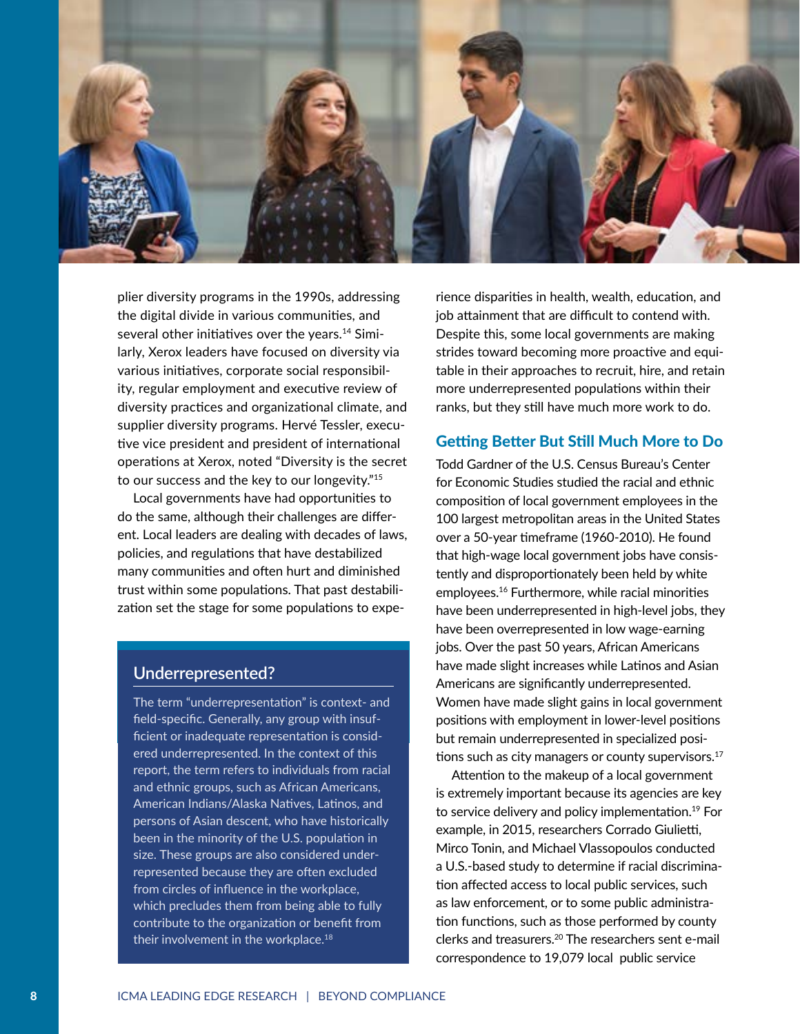plier diversity programs in the 1990s, addressing the digital divide in various communities, and several other initiatives over the years.[14] Similarly, Xerox leaders have focused on diversity via various initiatives, corporate social responsibility, regular employment and executive review of diversity practices and organizational climate, and supplier diversity programs. Hervé Tessler, executive vice president and president of international operations at Xerox, noted "Diversity is the secret to our success and the key to our longevity."[15]

Local governments have had opportunities to do the same, although their challenges are different. Local leaders are dealing with decades of laws, policies, and regulations that have destabilized many communities and often hurt and diminished trust within some populations. That past destabilization set the stage for some populations to experience disparities in health, wealth, education, and job attainment that are difficult to contend with. Despite this, some local governments are making strides toward becoming more proactive and equitable in their approaches to recruit, hire, and retain more underrepresented populations within their ranks, but they still have much more work to do.

### Underrepresented?

The term "underrepresentation" is context- and field-specific. Generally, any group with insufficient or inadequate representation is considered underrepresented. In the context of this report, the term refers to individuals from racial and ethnic groups, such as African Americans, American Indians/Alaska Natives, Latinos, and persons of Asian descent, who have historically been in the minority of the U.S. population in size. These groups are also considered underrepresented because they are often excluded from circles of influence in the workplace, which precludes them from being able to fully contribute to the organization or benefit from their involvement in the workplace.[18]

## Getting Better But Still Much More to Do

Todd Gardner of the U.S. Census Bureau's Center for Economic Studies studied the racial and ethnic composition of local government employees in the 100 largest metropolitan areas in the United States over a 50-year timeframe (1960-2010). He found that high-wage local government jobs have consistently and disproportionately been held by white employees.[16] Furthermore, while racial minorities have been underrepresented in high-level jobs, they have been overrepresented in low wage-earning jobs. Over the past 50 years, African Americans have made slight increases while Latinos and Asian Americans are significantly underrepresented. Women have made slight gains in local government positions with employment in lower-level positions but remain underrepresented in specialized positions such as city managers or county supervisors.[17]

Attention to the makeup of a local government is extremely important because its agencies are key to service delivery and policy implementation.[19] For example, in 2015, researchers Corrado Giulietti, Mirco Tonin, and Michael Vlassopoulos conducted a U.S.-based study to determine if racial discrimination affected access to local public services, such as law enforcement, or to some public administration functions, such as those performed by county clerks and treasurers.[20] The researchers sent e-mail correspondence to 19,079 local public service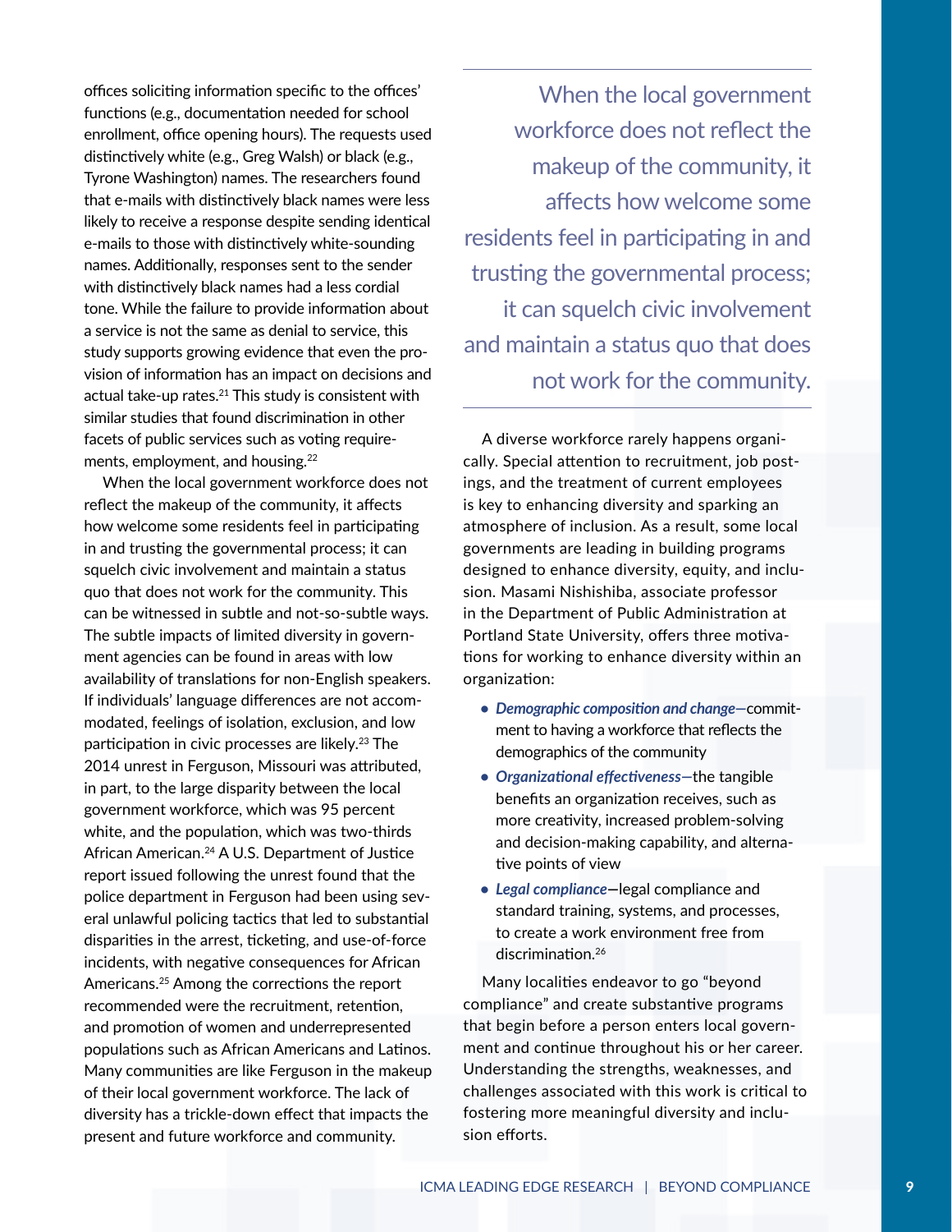offices soliciting information specific to the offices' functions (e.g., documentation needed for school enrollment, office opening hours). The requests used distinctively white (e.g., Greg Walsh) or black (e.g., Tyrone Washington) names. The researchers found that e-mails with distinctively black names were less likely to receive a response despite sending identical e-mails to those with distinctively white-sounding names. Additionally, responses sent to the sender with distinctively black names had a less cordial tone. While the failure to provide information about a service is not the same as denial to service, this study supports growing evidence that even the provision of information has an impact on decisions and actual take-up rates.[21] This study is consistent with similar studies that found discrimination in other facets of public services such as voting requirements, employment, and housing.[22]

When the local government workforce does not reflect the makeup of the community, it affects how welcome some residents feel in participating in and trusting the governmental process; it can squelch civic involvement and maintain a status quo that does not work for the community. This can be witnessed in subtle and not-so-subtle ways. The subtle impacts of limited diversity in government agencies can be found in areas with low availability of translations for non-English speakers. If individuals' language differences are not accommodated, feelings of isolation, exclusion, and low participation in civic processes are likely.[23] The 2014 unrest in Ferguson, Missouri was attributed, in part, to the large disparity between the local government workforce, which was 95 percent white, and the population, which was two-thirds African American.[24] A U.S. Department of Justice report issued following the unrest found that the police department in Ferguson had been using several unlawful policing tactics that led to substantial disparities in the arrest, ticketing, and use-of-force incidents, with negative consequences for African Americans.[25] Among the corrections the report recommended were the recruitment, retention, and promotion of women and underrepresented populations such as African Americans and Latinos. Many communities are like Ferguson in the makeup of their local government workforce. The lack of diversity has a trickle-down effect that impacts the present and future workforce and community.

> When the local government workforce does not reflect the makeup of the community, it affects how welcome some residents feel in participating in and trusting the governmental process; it can squelch civic involvement and maintain a status quo that does not work for the community.

A diverse workforce rarely happens organically. Special attention to recruitment, job postings, and the treatment of current employees is key to enhancing diversity and sparking an atmosphere of inclusion. As a result, some local governments are leading in building programs designed to enhance diversity, equity, and inclusion. Masami Nishishiba, associate professor in the Department of Public Administration at Portland State University, offers three motivations for working to enhance diversity within an organization:

- ***Demographic composition and change***—commitment to having a workforce that reflects the demographics of the community
- ***Organizational effectiveness***—the tangible benefits an organization receives, such as more creativity, increased problem-solving and decision-making capability, and alternative points of view
- ***Legal compliance***—legal compliance and standard training, systems, and processes, to create a work environment free from discrimination.[26]

Many localities endeavor to go "beyond compliance" and create substantive programs that begin before a person enters local government and continue throughout his or her career. Understanding the strengths, weaknesses, and challenges associated with this work is critical to fostering more meaningful diversity and inclusion efforts.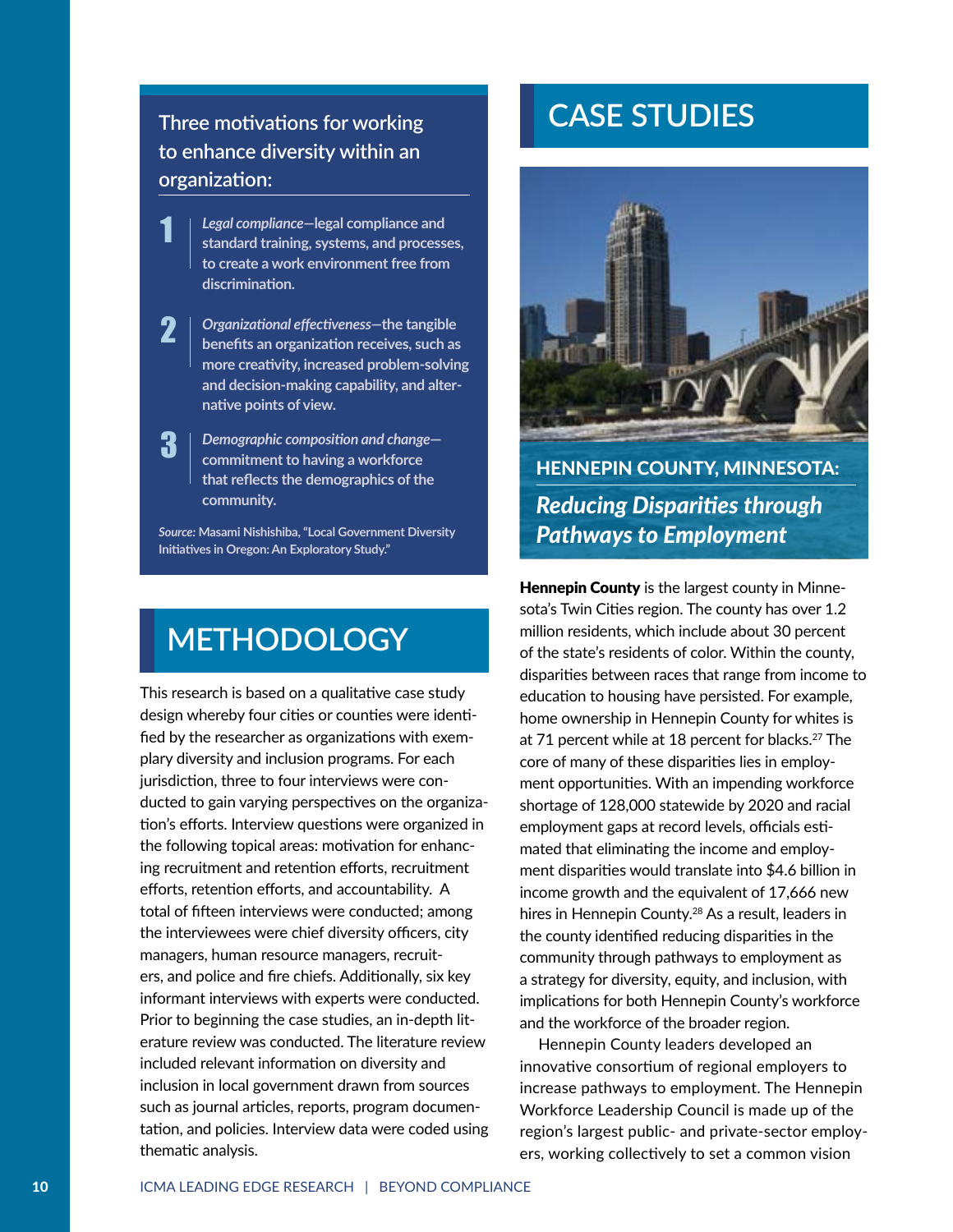### Three motivations for working to enhance diversity within an organization:

1. *Legal compliance*—legal compliance and standard training, systems, and processes, to create a work environment free from discrimination.
2. *Organizational effectiveness*—the tangible benefits an organization receives, such as more creativity, increased problem-solving and decision-making capability, and alternative points of view.
3. *Demographic composition and change*—commitment to having a workforce that reflects the demographics of the community.

*Source:* Masami Nishishiba, "Local Government Diversity Initiatives in Oregon: An Exploratory Study."

# METHODOLOGY

This research is based on a qualitative case study design whereby four cities or counties were identified by the researcher as organizations with exemplary diversity and inclusion programs. For each jurisdiction, three to four interviews were conducted to gain varying perspectives on the organization's efforts. Interview questions were organized in the following topical areas: motivation for enhancing recruitment and retention efforts, recruitment efforts, retention efforts, and accountability. A total of fifteen interviews were conducted; among the interviewees were chief diversity officers, city managers, human resource managers, recruiters, and police and fire chiefs. Additionally, six key informant interviews with experts were conducted. Prior to beginning the case studies, an in-depth literature review was conducted. The literature review included relevant information on diversity and inclusion in local government drawn from sources such as journal articles, reports, program documentation, and policies. Interview data were coded using thematic analysis.

# CASE STUDIES

## HENNEPIN COUNTY, MINNESOTA: *Reducing Disparities through Pathways to Employment*

**Hennepin County** is the largest county in Minnesota's Twin Cities region. The county has over 1.2 million residents, which include about 30 percent of the state's residents of color. Within the county, disparities between races that range from income to education to housing have persisted. For example, home ownership in Hennepin County for whites is at 71 percent while at 18 percent for blacks.[27] The core of many of these disparities lies in employment opportunities. With an impending workforce shortage of 128,000 statewide by 2020 and racial employment gaps at record levels, officials estimated that eliminating the income and employment disparities would translate into $4.6 billion in income growth and the equivalent of 17,666 new hires in Hennepin County.[28] As a result, leaders in the county identified reducing disparities in the community through pathways to employment as a strategy for diversity, equity, and inclusion, with implications for both Hennepin County's workforce and the workforce of the broader region.

Hennepin County leaders developed an innovative consortium of regional employers to increase pathways to employment. The Hennepin Workforce Leadership Council is made up of the region's largest public- and private-sector employers, working collectively to set a common vision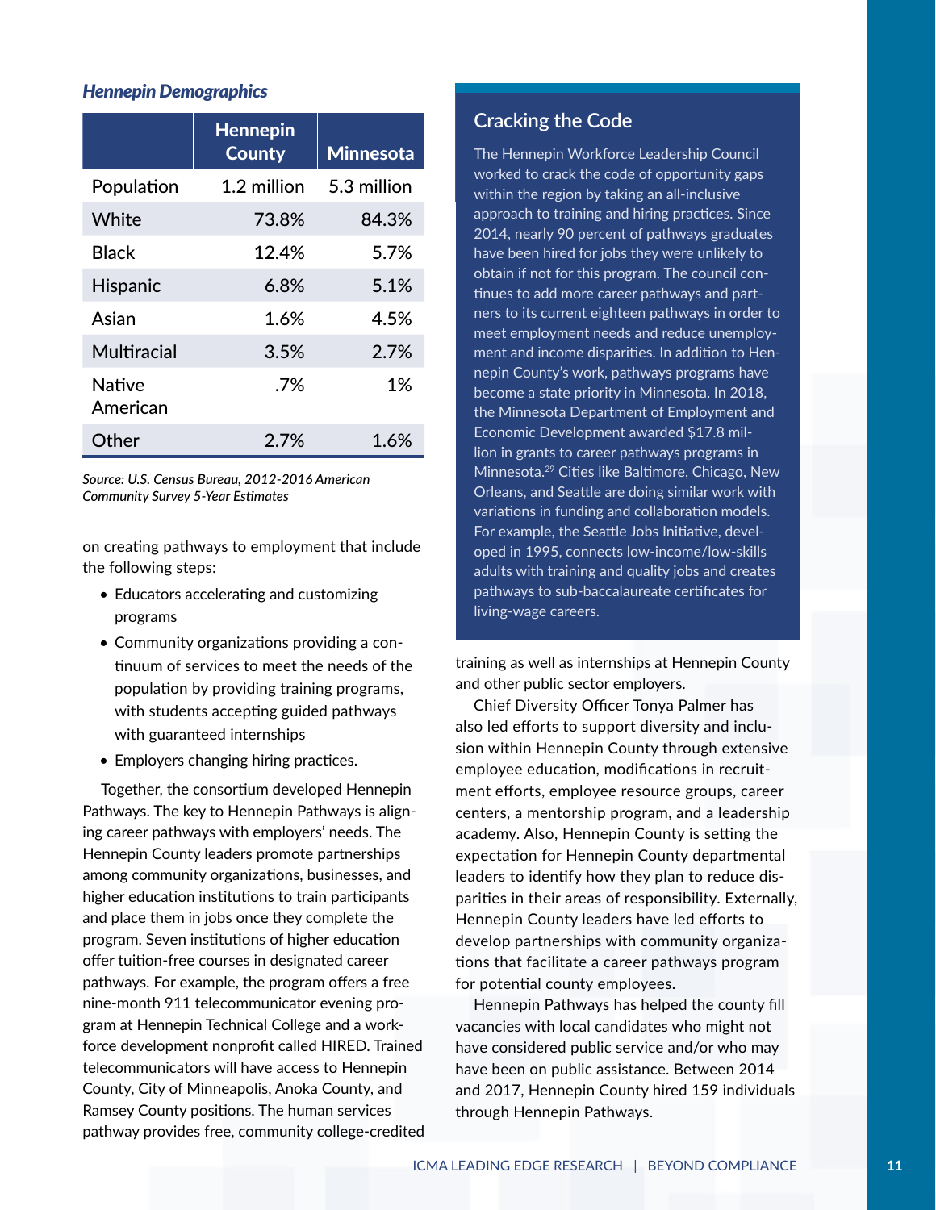### *Hennepin Demographics*

| | Hennepin County | Minnesota |
|---|---|---|
| Population | 1.2 million | 5.3 million |
| White | 73.8% | 84.3% |
| Black | 12.4% | 5.7% |
| Hispanic | 6.8% | 5.1% |
| Asian | 1.6% | 4.5% |
| Multiracial | 3.5% | 2.7% |
| Native American | .7% | 1% |
| Other | 2.7% | 1.6% |

*Source: U.S. Census Bureau, 2012-2016 American Community Survey 5-Year Estimates*

on creating pathways to employment that include the following steps:

- Educators accelerating and customizing programs
- Community organizations providing a continuum of services to meet the needs of the population by providing training programs, with students accepting guided pathways with guaranteed internships
- Employers changing hiring practices.

Together, the consortium developed Hennepin Pathways. The key to Hennepin Pathways is aligning career pathways with employers' needs. The Hennepin County leaders promote partnerships among community organizations, businesses, and higher education institutions to train participants and place them in jobs once they complete the program. Seven institutions of higher education offer tuition-free courses in designated career pathways. For example, the program offers a free nine-month 911 telecommunicator evening program at Hennepin Technical College and a workforce development nonprofit called HIRED. Trained telecommunicators will have access to Hennepin County, City of Minneapolis, Anoka County, and Ramsey County positions. The human services pathway provides free, community college-credited training as well as internships at Hennepin County and other public sector employers.

Chief Diversity Officer Tonya Palmer has also led efforts to support diversity and inclusion within Hennepin County through extensive employee education, modifications in recruitment efforts, employee resource groups, career centers, a mentorship program, and a leadership academy. Also, Hennepin County is setting the expectation for Hennepin County departmental leaders to identify how they plan to reduce disparities in their areas of responsibility. Externally, Hennepin County leaders have led efforts to develop partnerships with community organizations that facilitate a career pathways program for potential county employees.

Hennepin Pathways has helped the county fill vacancies with local candidates who might not have considered public service and/or who may have been on public assistance. Between 2014 and 2017, Hennepin County hired 159 individuals through Hennepin Pathways.

## Cracking the Code

The Hennepin Workforce Leadership Council worked to crack the code of opportunity gaps within the region by taking an all-inclusive approach to training and hiring practices. Since 2014, nearly 90 percent of pathways graduates have been hired for jobs they were unlikely to obtain if not for this program. The council continues to add more career pathways and partners to its current eighteen pathways in order to meet employment needs and reduce unemployment and income disparities. In addition to Hennepin County's work, pathways programs have become a state priority in Minnesota. In 2018, the Minnesota Department of Employment and Economic Development awarded $17.8 million in grants to career pathways programs in Minnesota.[29] Cities like Baltimore, Chicago, New Orleans, and Seattle are doing similar work with variations in funding and collaboration models. For example, the Seattle Jobs Initiative, developed in 1995, connects low-income/low-skills adults with training and quality jobs and creates pathways to sub-baccalaureate certificates for living-wage careers.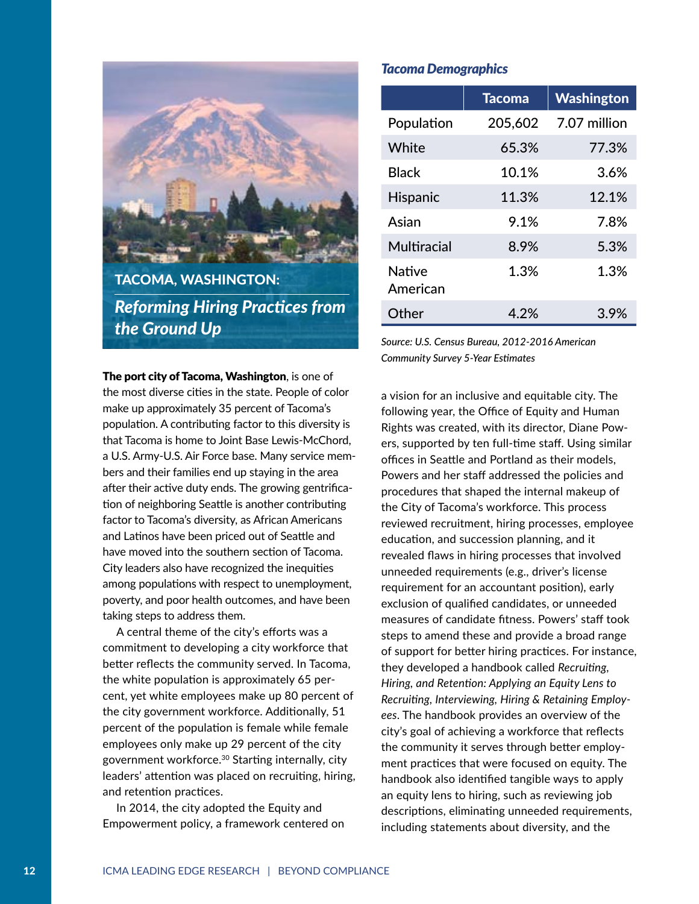## TACOMA, WASHINGTON:

### *Reforming Hiring Practices from the Ground Up*

**The port city of Tacoma, Washington**, is one of the most diverse cities in the state. People of color make up approximately 35 percent of Tacoma's population. A contributing factor to this diversity is that Tacoma is home to Joint Base Lewis-McChord, a U.S. Army-U.S. Air Force base. Many service members and their families end up staying in the area after their active duty ends. The growing gentrification of neighboring Seattle is another contributing factor to Tacoma's diversity, as African Americans and Latinos have been priced out of Seattle and have moved into the southern section of Tacoma. City leaders also have recognized the inequities among populations with respect to unemployment, poverty, and poor health outcomes, and have been taking steps to address them.

A central theme of the city's efforts was a commitment to developing a city workforce that better reflects the community served. In Tacoma, the white population is approximately 65 percent, yet white employees make up 80 percent of the city government workforce. Additionally, 51 percent of the population is female while female employees only make up 29 percent of the city government workforce.[30] Starting internally, city leaders' attention was placed on recruiting, hiring, and retention practices.

In 2014, the city adopted the Equity and Empowerment policy, a framework centered on a vision for an inclusive and equitable city. The following year, the Office of Equity and Human Rights was created, with its director, Diane Powers, supported by ten full-time staff. Using similar offices in Seattle and Portland as their models, Powers and her staff addressed the policies and procedures that shaped the internal makeup of the City of Tacoma's workforce. This process reviewed recruitment, hiring processes, employee education, and succession planning, and it revealed flaws in hiring processes that involved unneeded requirements (e.g., driver's license requirement for an accountant position), early exclusion of qualified candidates, or unneeded measures of candidate fitness. Powers' staff took steps to amend these and provide a broad range of support for better hiring practices. For instance, they developed a handbook called *Recruiting, Hiring, and Retention: Applying an Equity Lens to Recruiting, Interviewing, Hiring & Retaining Employees*. The handbook provides an overview of the city's goal of achieving a workforce that reflects the community it serves through better employment practices that were focused on equity. The handbook also identified tangible ways to apply an equity lens to hiring, such as reviewing job descriptions, eliminating unneeded requirements, including statements about diversity, and the

***Tacoma Demographics***

| | Tacoma | Washington |
|---|---|---|
| Population | 205,602 | 7.07 million |
| White | 65.3% | 77.3% |
| Black | 10.1% | 3.6% |
| Hispanic | 11.3% | 12.1% |
| Asian | 9.1% | 7.8% |
| Multiracial | 8.9% | 5.3% |
| Native American | 1.3% | 1.3% |
| Other | 4.2% | 3.9% |

*Source: U.S. Census Bureau, 2012-2016 American Community Survey 5-Year Estimates*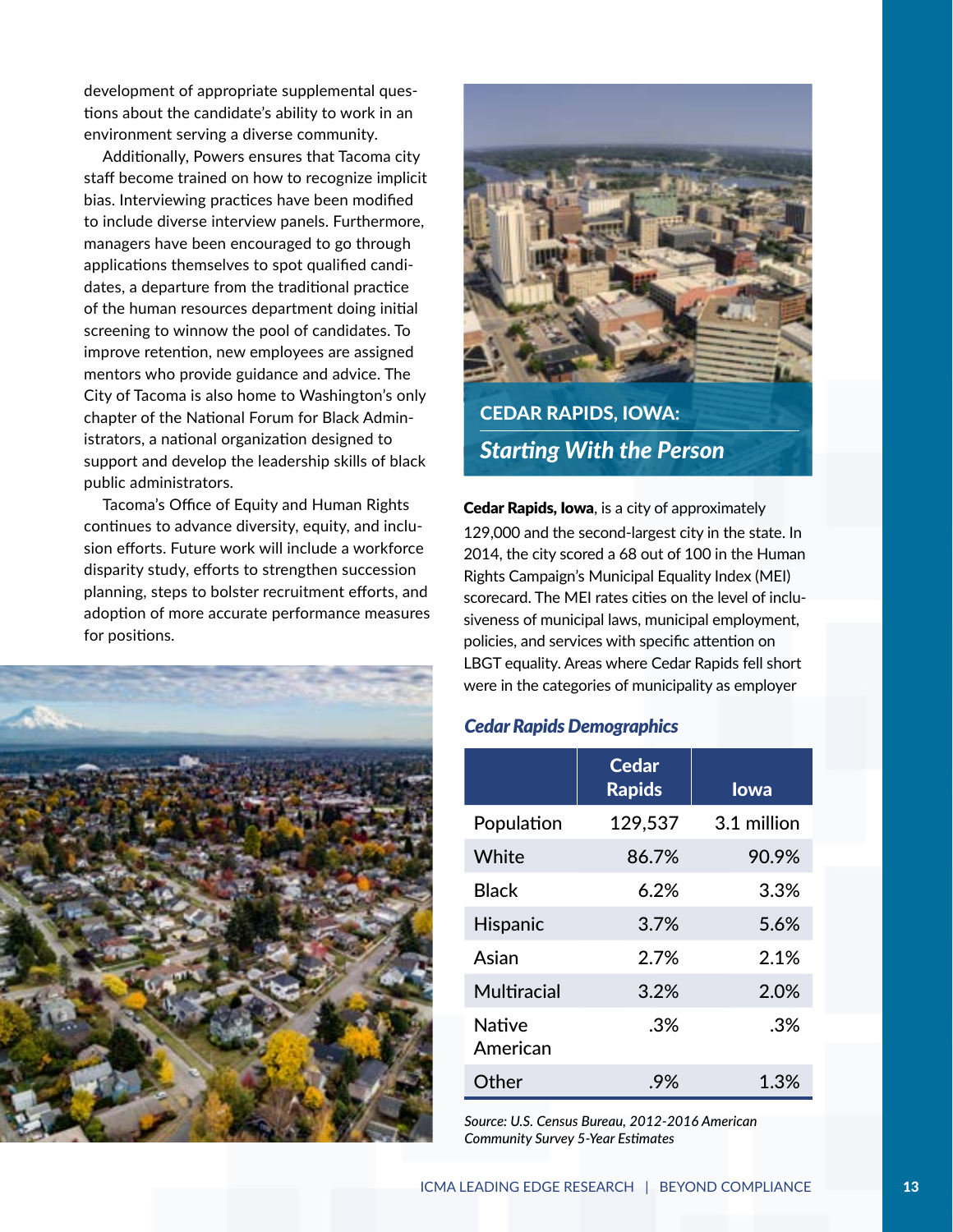development of appropriate supplemental questions about the candidate's ability to work in an environment serving a diverse community.

Additionally, Powers ensures that Tacoma city staff become trained on how to recognize implicit bias. Interviewing practices have been modified to include diverse interview panels. Furthermore, managers have been encouraged to go through applications themselves to spot qualified candidates, a departure from the traditional practice of the human resources department doing initial screening to winnow the pool of candidates. To improve retention, new employees are assigned mentors who provide guidance and advice. The City of Tacoma is also home to Washington's only chapter of the National Forum for Black Administrators, a national organization designed to support and develop the leadership skills of black public administrators.

Tacoma's Office of Equity and Human Rights continues to advance diversity, equity, and inclusion efforts. Future work will include a workforce disparity study, efforts to strengthen succession planning, steps to bolster recruitment efforts, and adoption of more accurate performance measures for positions.

## CEDAR RAPIDS, IOWA: *Starting With the Person*

**Cedar Rapids, Iowa**, is a city of approximately 129,000 and the second-largest city in the state. In 2014, the city scored a 68 out of 100 in the Human Rights Campaign's Municipal Equality Index (MEI) scorecard. The MEI rates cities on the level of inclusiveness of municipal laws, municipal employment, policies, and services with specific attention on LBGT equality. Areas where Cedar Rapids fell short were in the categories of municipality as employer

### *Cedar Rapids Demographics*

| | Cedar Rapids | Iowa |
|---|---|---|
| Population | 129,537 | 3.1 million |
| White | 86.7% | 90.9% |
| Black | 6.2% | 3.3% |
| Hispanic | 3.7% | 5.6% |
| Asian | 2.7% | 2.1% |
| Multiracial | 3.2% | 2.0% |
| Native American | .3% | .3% |
| Other | .9% | 1.3% |

*Source: U.S. Census Bureau, 2012-2016 American Community Survey 5-Year Estimates*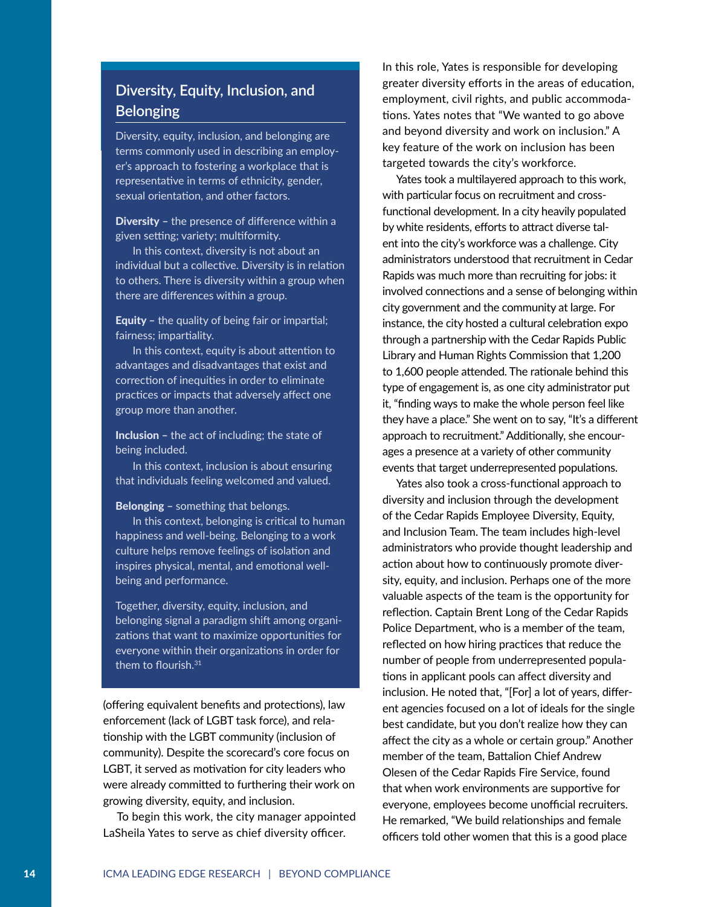## Diversity, Equity, Inclusion, and Belonging

Diversity, equity, inclusion, and belonging are terms commonly used in describing an employer's approach to fostering a workplace that is representative in terms of ethnicity, gender, sexual orientation, and other factors.

**Diversity** – the presence of difference within a given setting; variety; multiformity.

In this context, diversity is not about an individual but a collective. Diversity is in relation to others. There is diversity within a group when there are differences within a group.

**Equity** – the quality of being fair or impartial; fairness; impartiality.

In this context, equity is about attention to advantages and disadvantages that exist and correction of inequities in order to eliminate practices or impacts that adversely affect one group more than another.

**Inclusion** – the act of including; the state of being included.

In this context, inclusion is about ensuring that individuals feeling welcomed and valued.

**Belonging** – something that belongs.

In this context, belonging is critical to human happiness and well-being. Belonging to a work culture helps remove feelings of isolation and inspires physical, mental, and emotional well-being and performance.

Together, diversity, equity, inclusion, and belonging signal a paradigm shift among organizations that want to maximize opportunities for everyone within their organizations in order for them to flourish.[31]

(offering equivalent benefits and protections), law enforcement (lack of LGBT task force), and relationship with the LGBT community (inclusion of community). Despite the scorecard's core focus on LGBT, it served as motivation for city leaders who were already committed to furthering their work on growing diversity, equity, and inclusion.

To begin this work, the city manager appointed LaSheila Yates to serve as chief diversity officer. In this role, Yates is responsible for developing greater diversity efforts in the areas of education, employment, civil rights, and public accommodations. Yates notes that "We wanted to go above and beyond diversity and work on inclusion." A key feature of the work on inclusion has been targeted towards the city's workforce.

Yates took a multilayered approach to this work, with particular focus on recruitment and cross-functional development. In a city heavily populated by white residents, efforts to attract diverse talent into the city's workforce was a challenge. City administrators understood that recruitment in Cedar Rapids was much more than recruiting for jobs: it involved connections and a sense of belonging within city government and the community at large. For instance, the city hosted a cultural celebration expo through a partnership with the Cedar Rapids Public Library and Human Rights Commission that 1,200 to 1,600 people attended. The rationale behind this type of engagement is, as one city administrator put it, "finding ways to make the whole person feel like they have a place." She went on to say, "It's a different approach to recruitment." Additionally, she encourages a presence at a variety of other community events that target underrepresented populations.

Yates also took a cross-functional approach to diversity and inclusion through the development of the Cedar Rapids Employee Diversity, Equity, and Inclusion Team. The team includes high-level administrators who provide thought leadership and action about how to continuously promote diversity, equity, and inclusion. Perhaps one of the more valuable aspects of the team is the opportunity for reflection. Captain Brent Long of the Cedar Rapids Police Department, who is a member of the team, reflected on how hiring practices that reduce the number of people from underrepresented populations in applicant pools can affect diversity and inclusion. He noted that, "[For] a lot of years, different agencies focused on a lot of ideals for the single best candidate, but you don't realize how they can affect the city as a whole or certain group." Another member of the team, Battalion Chief Andrew Olesen of the Cedar Rapids Fire Service, found that when work environments are supportive for everyone, employees become unofficial recruiters. He remarked, "We build relationships and female officers told other women that this is a good place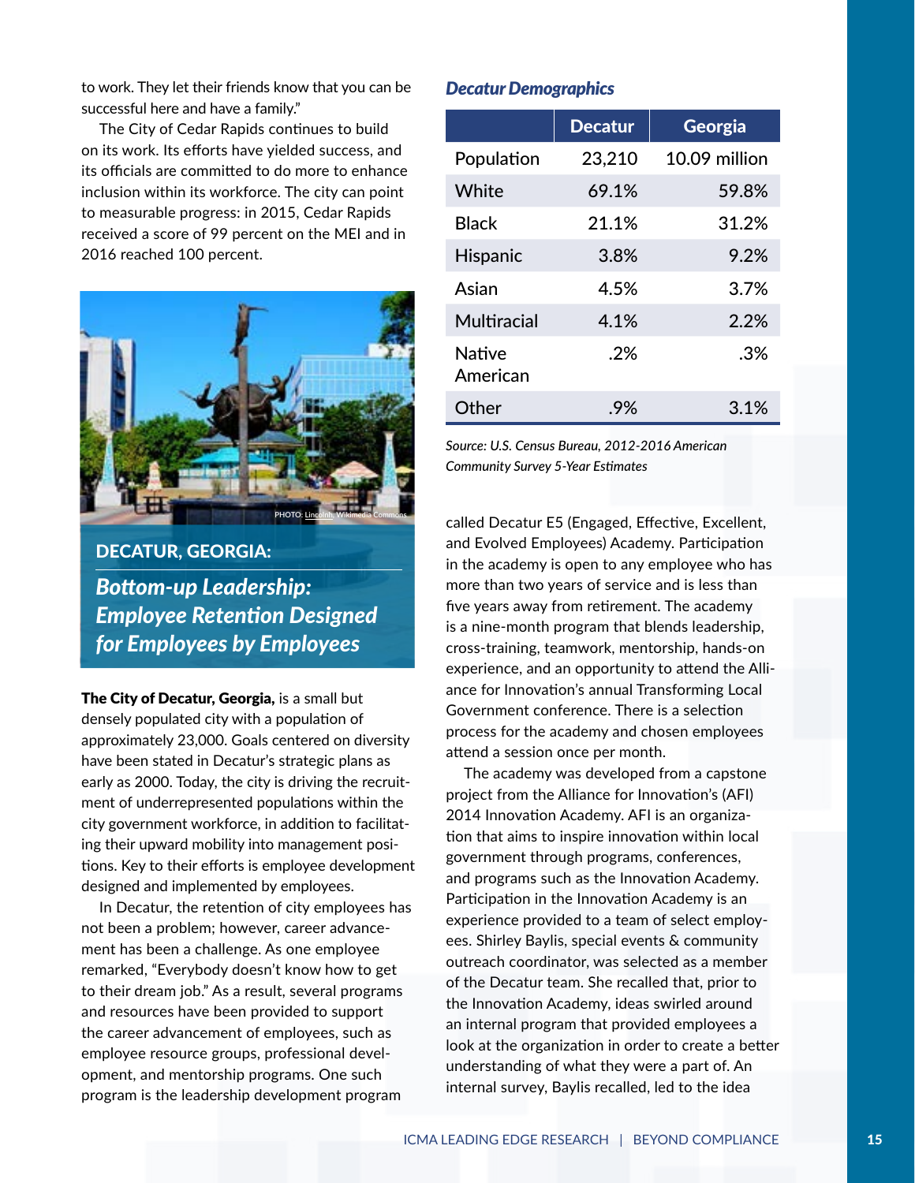to work. They let their friends know that you can be successful here and have a family."

The City of Cedar Rapids continues to build on its work. Its efforts have yielded success, and its officials are committed to do more to enhance inclusion within its workforce. The city can point to measurable progress: in 2015, Cedar Rapids received a score of 99 percent on the MEI and in 2016 reached 100 percent.

PHOTO: Lincolnh, Wikimedia Commons

## DECATUR, GEORGIA:

### *Bottom-up Leadership: Employee Retention Designed for Employees by Employees*

**The City of Decatur, Georgia,** is a small but densely populated city with a population of approximately 23,000. Goals centered on diversity have been stated in Decatur's strategic plans as early as 2000. Today, the city is driving the recruitment of underrepresented populations within the city government workforce, in addition to facilitating their upward mobility into management positions. Key to their efforts is employee development designed and implemented by employees.

In Decatur, the retention of city employees has not been a problem; however, career advancement has been a challenge. As one employee remarked, "Everybody doesn't know how to get to their dream job." As a result, several programs and resources have been provided to support the career advancement of employees, such as employee resource groups, professional development, and mentorship programs. One such program is the leadership development program called Decatur E5 (Engaged, Effective, Excellent, and Evolved Employees) Academy. Participation in the academy is open to any employee who has more than two years of service and is less than five years away from retirement. The academy is a nine-month program that blends leadership, cross-training, teamwork, mentorship, hands-on experience, and an opportunity to attend the Alliance for Innovation's annual Transforming Local Government conference. There is a selection process for the academy and chosen employees attend a session once per month.

The academy was developed from a capstone project from the Alliance for Innovation's (AFI) 2014 Innovation Academy. AFI is an organization that aims to inspire innovation within local government through programs, conferences, and programs such as the Innovation Academy. Participation in the Innovation Academy is an experience provided to a team of select employees. Shirley Baylis, special events & community outreach coordinator, was selected as a member of the Decatur team. She recalled that, prior to the Innovation Academy, ideas swirled around an internal program that provided employees a look at the organization in order to create a better understanding of what they were a part of. An internal survey, Baylis recalled, led to the idea

### *Decatur Demographics*

| | Decatur | Georgia |
|---|---|---|
| Population | 23,210 | 10.09 million |
| White | 69.1% | 59.8% |
| Black | 21.1% | 31.2% |
| Hispanic | 3.8% | 9.2% |
| Asian | 4.5% | 3.7% |
| Multiracial | 4.1% | 2.2% |
| Native American | .2% | .3% |
| Other | .9% | 3.1% |

*Source: U.S. Census Bureau, 2012-2016 American Community Survey 5-Year Estimates*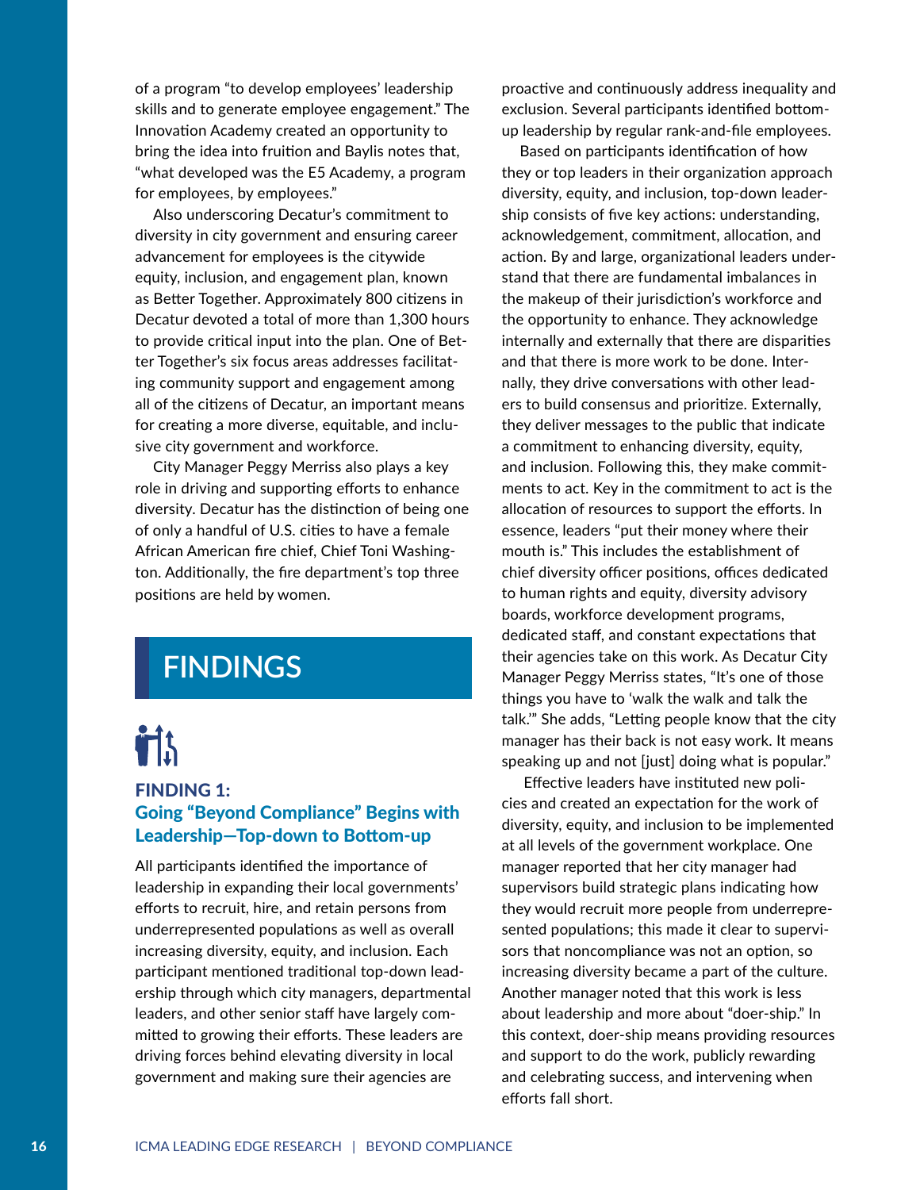of a program "to develop employees' leadership skills and to generate employee engagement." The Innovation Academy created an opportunity to bring the idea into fruition and Baylis notes that, "what developed was the E5 Academy, a program for employees, by employees."

Also underscoring Decatur's commitment to diversity in city government and ensuring career advancement for employees is the citywide equity, inclusion, and engagement plan, known as Better Together. Approximately 800 citizens in Decatur devoted a total of more than 1,300 hours to provide critical input into the plan. One of Better Together's six focus areas addresses facilitating community support and engagement among all of the citizens of Decatur, an important means for creating a more diverse, equitable, and inclusive city government and workforce.

City Manager Peggy Merriss also plays a key role in driving and supporting efforts to enhance diversity. Decatur has the distinction of being one of only a handful of U.S. cities to have a female African American fire chief, Chief Toni Washington. Additionally, the fire department's top three positions are held by women.

# FINDINGS

## FINDING 1: Going "Beyond Compliance" Begins with Leadership—Top-down to Bottom-up

All participants identified the importance of leadership in expanding their local governments' efforts to recruit, hire, and retain persons from underrepresented populations as well as overall increasing diversity, equity, and inclusion. Each participant mentioned traditional top-down leadership through which city managers, departmental leaders, and other senior staff have largely committed to growing their efforts. These leaders are driving forces behind elevating diversity in local government and making sure their agencies are proactive and continuously address inequality and exclusion. Several participants identified bottom-up leadership by regular rank-and-file employees.

Based on participants identification of how they or top leaders in their organization approach diversity, equity, and inclusion, top-down leadership consists of five key actions: understanding, acknowledgement, commitment, allocation, and action. By and large, organizational leaders understand that there are fundamental imbalances in the makeup of their jurisdiction's workforce and the opportunity to enhance. They acknowledge internally and externally that there are disparities and that there is more work to be done. Internally, they drive conversations with other leaders to build consensus and prioritize. Externally, they deliver messages to the public that indicate a commitment to enhancing diversity, equity, and inclusion. Following this, they make commitments to act. Key in the commitment to act is the allocation of resources to support the efforts. In essence, leaders "put their money where their mouth is." This includes the establishment of chief diversity officer positions, offices dedicated to human rights and equity, diversity advisory boards, workforce development programs, dedicated staff, and constant expectations that their agencies take on this work. As Decatur City Manager Peggy Merriss states, "It's one of those things you have to 'walk the walk and talk the talk.'" She adds, "Letting people know that the city manager has their back is not easy work. It means speaking up and not [just] doing what is popular."

Effective leaders have instituted new policies and created an expectation for the work of diversity, equity, and inclusion to be implemented at all levels of the government workplace. One manager reported that her city manager had supervisors build strategic plans indicating how they would recruit more people from underrepresented populations; this made it clear to supervisors that noncompliance was not an option, so increasing diversity became a part of the culture. Another manager noted that this work is less about leadership and more about "doer-ship." In this context, doer-ship means providing resources and support to do the work, publicly rewarding and celebrating success, and intervening when efforts fall short.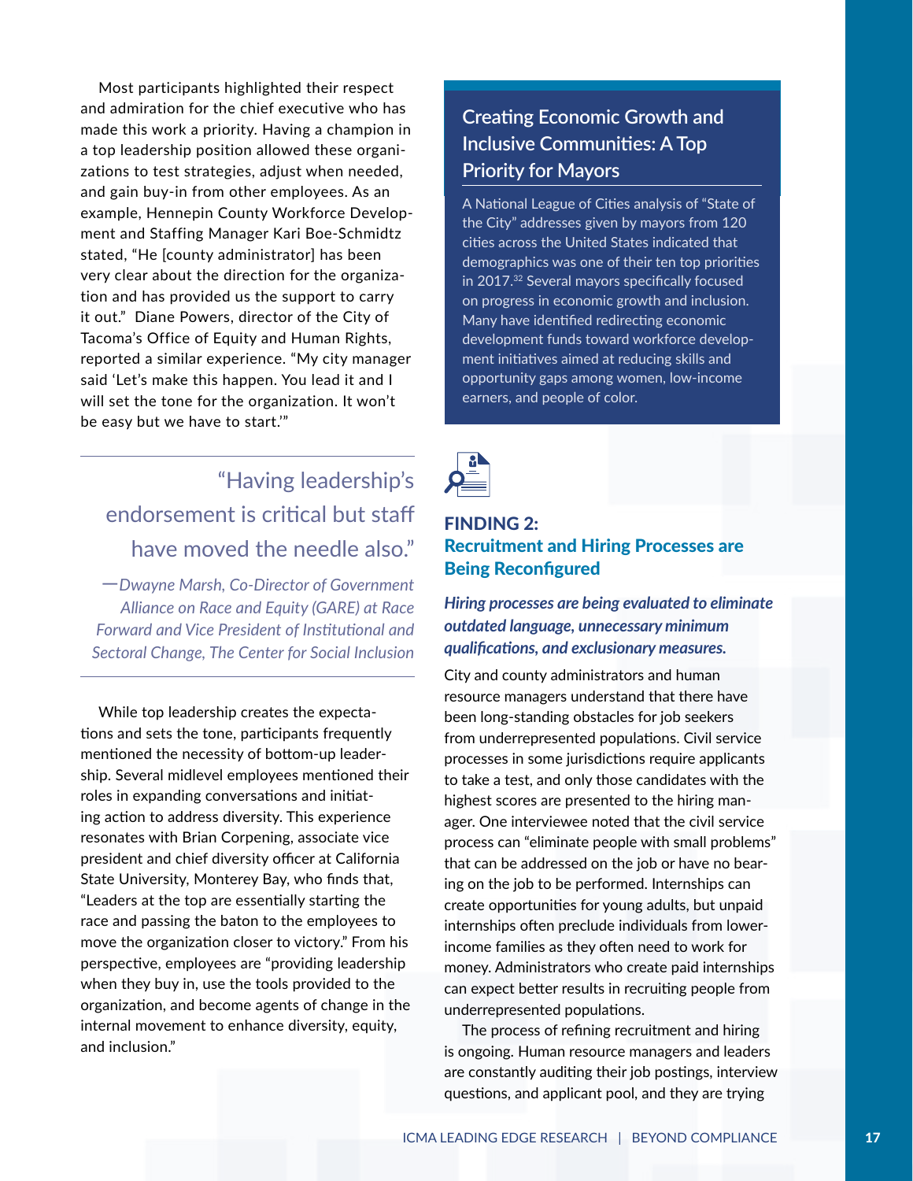Most participants highlighted their respect and admiration for the chief executive who has made this work a priority. Having a champion in a top leadership position allowed these organizations to test strategies, adjust when needed, and gain buy-in from other employees. As an example, Hennepin County Workforce Development and Staffing Manager Kari Boe-Schmidtz stated, "He [county administrator] has been very clear about the direction for the organization and has provided us the support to carry it out." Diane Powers, director of the City of Tacoma's Office of Equity and Human Rights, reported a similar experience. "My city manager said 'Let's make this happen. You lead it and I will set the tone for the organization. It won't be easy but we have to start.'"

> "Having leadership's endorsement is critical but staff have moved the needle also."
>
> *—Dwayne Marsh, Co-Director of Government Alliance on Race and Equity (GARE) at Race Forward and Vice President of Institutional and Sectoral Change, The Center for Social Inclusion*

While top leadership creates the expectations and sets the tone, participants frequently mentioned the necessity of bottom-up leadership. Several midlevel employees mentioned their roles in expanding conversations and initiating action to address diversity. This experience resonates with Brian Corpening, associate vice president and chief diversity officer at California State University, Monterey Bay, who finds that, "Leaders at the top are essentially starting the race and passing the baton to the employees to move the organization closer to victory." From his perspective, employees are "providing leadership when they buy in, use the tools provided to the organization, and become agents of change in the internal movement to enhance diversity, equity, and inclusion."

### Creating Economic Growth and Inclusive Communities: A Top Priority for Mayors

A National League of Cities analysis of "State of the City" addresses given by mayors from 120 cities across the United States indicated that demographics was one of their ten top priorities in 2017.[32] Several mayors specifically focused on progress in economic growth and inclusion. Many have identified redirecting economic development funds toward workforce development initiatives aimed at reducing skills and opportunity gaps among women, low-income earners, and people of color.

## FINDING 2: Recruitment and Hiring Processes are Being Reconfigured

***Hiring processes are being evaluated to eliminate outdated language, unnecessary minimum qualifications, and exclusionary measures.***

City and county administrators and human resource managers understand that there have been long-standing obstacles for job seekers from underrepresented populations. Civil service processes in some jurisdictions require applicants to take a test, and only those candidates with the highest scores are presented to the hiring manager. One interviewee noted that the civil service process can "eliminate people with small problems" that can be addressed on the job or have no bearing on the job to be performed. Internships can create opportunities for young adults, but unpaid internships often preclude individuals from lower-income families as they often need to work for money. Administrators who create paid internships can expect better results in recruiting people from underrepresented populations.

The process of refining recruitment and hiring is ongoing. Human resource managers and leaders are constantly auditing their job postings, interview questions, and applicant pool, and they are trying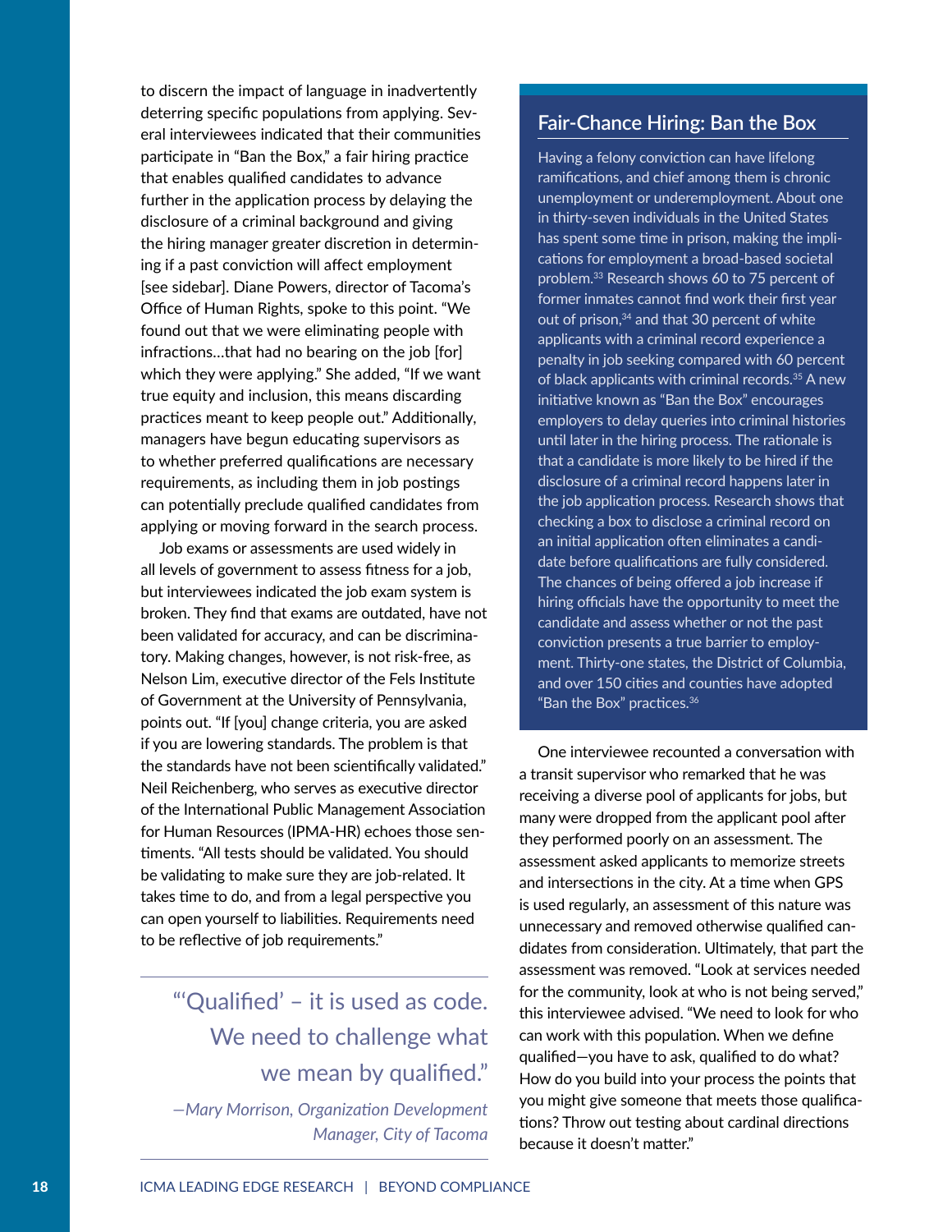to discern the impact of language in inadvertently deterring specific populations from applying. Several interviewees indicated that their communities participate in "Ban the Box," a fair hiring practice that enables qualified candidates to advance further in the application process by delaying the disclosure of a criminal background and giving the hiring manager greater discretion in determining if a past conviction will affect employment [see sidebar]. Diane Powers, director of Tacoma's Office of Human Rights, spoke to this point. "We found out that we were eliminating people with infractions…that had no bearing on the job [for] which they were applying." She added, "If we want true equity and inclusion, this means discarding practices meant to keep people out." Additionally, managers have begun educating supervisors as to whether preferred qualifications are necessary requirements, as including them in job postings can potentially preclude qualified candidates from applying or moving forward in the search process.

Job exams or assessments are used widely in all levels of government to assess fitness for a job, but interviewees indicated the job exam system is broken. They find that exams are outdated, have not been validated for accuracy, and can be discriminatory. Making changes, however, is not risk-free, as Nelson Lim, executive director of the Fels Institute of Government at the University of Pennsylvania, points out. "If [you] change criteria, you are asked if you are lowering standards. The problem is that the standards have not been scientifically validated." Neil Reichenberg, who serves as executive director of the International Public Management Association for Human Resources (IPMA-HR) echoes those sentiments. "All tests should be validated. You should be validating to make sure they are job-related. It takes time to do, and from a legal perspective you can open yourself to liabilities. Requirements need to be reflective of job requirements."

> "'Qualified' – it is used as code. We need to challenge what we mean by qualified."
>
> *—Mary Morrison, Organization Development Manager, City of Tacoma*

## Fair-Chance Hiring: Ban the Box

Having a felony conviction can have lifelong ramifications, and chief among them is chronic unemployment or underemployment. About one in thirty-seven individuals in the United States has spent some time in prison, making the implications for employment a broad-based societal problem.[33] Research shows 60 to 75 percent of former inmates cannot find work their first year out of prison,[34] and that 30 percent of white applicants with a criminal record experience a penalty in job seeking compared with 60 percent of black applicants with criminal records.[35] A new initiative known as "Ban the Box" encourages employers to delay queries into criminal histories until later in the hiring process. The rationale is that a candidate is more likely to be hired if the disclosure of a criminal record happens later in the job application process. Research shows that checking a box to disclose a criminal record on an initial application often eliminates a candidate before qualifications are fully considered. The chances of being offered a job increase if hiring officials have the opportunity to meet the candidate and assess whether or not the past conviction presents a true barrier to employment. Thirty-one states, the District of Columbia, and over 150 cities and counties have adopted "Ban the Box" practices.[36]

One interviewee recounted a conversation with a transit supervisor who remarked that he was receiving a diverse pool of applicants for jobs, but many were dropped from the applicant pool after they performed poorly on an assessment. The assessment asked applicants to memorize streets and intersections in the city. At a time when GPS is used regularly, an assessment of this nature was unnecessary and removed otherwise qualified candidates from consideration. Ultimately, that part the assessment was removed. "Look at services needed for the community, look at who is not being served," this interviewee advised. "We need to look for who can work with this population. When we define qualified—you have to ask, qualified to do what? How do you build into your process the points that you might give someone that meets those qualifications? Throw out testing about cardinal directions because it doesn't matter."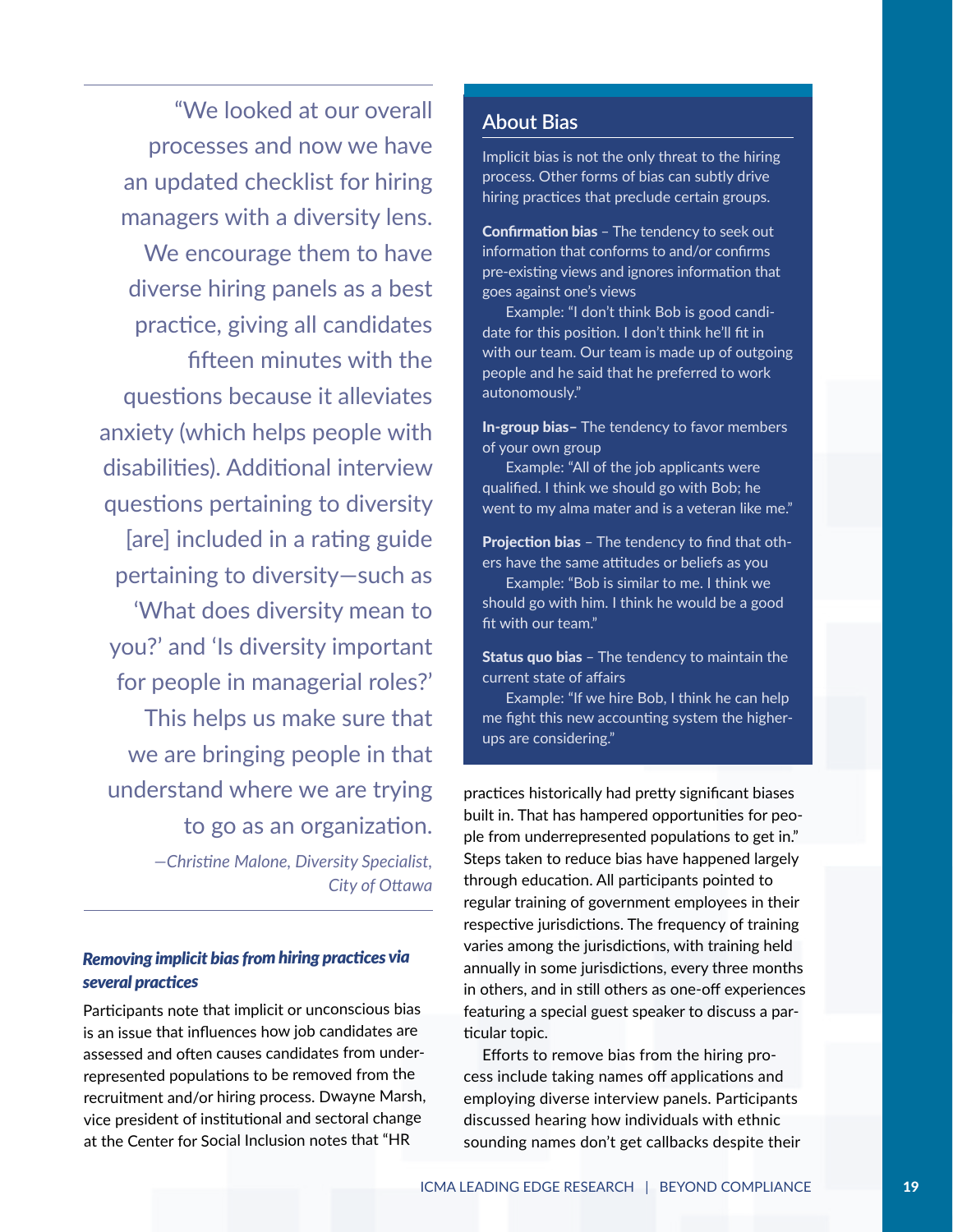> "We looked at our overall processes and now we have an updated checklist for hiring managers with a diversity lens. We encourage them to have diverse hiring panels as a best practice, giving all candidates fifteen minutes with the questions because it alleviates anxiety (which helps people with disabilities). Additional interview questions pertaining to diversity [are] included in a rating guide pertaining to diversity—such as 'What does diversity mean to you?' and 'Is diversity important for people in managerial roles?' This helps us make sure that we are bringing people in that understand where we are trying to go as an organization.
>
> *—Christine Malone, Diversity Specialist, City of Ottawa*

### *Removing implicit bias from hiring practices via several practices*

Participants note that implicit or unconscious bias is an issue that influences how job candidates are assessed and often causes candidates from underrepresented populations to be removed from the recruitment and/or hiring process. Dwayne Marsh, vice president of institutional and sectoral change at the Center for Social Inclusion notes that "HR practices historically had pretty significant biases built in. That has hampered opportunities for people from underrepresented populations to get in." Steps taken to reduce bias have happened largely through education. All participants pointed to regular training of government employees in their respective jurisdictions. The frequency of training varies among the jurisdictions, with training held annually in some jurisdictions, every three months in others, and in still others as one-off experiences featuring a special guest speaker to discuss a particular topic.

Efforts to remove bias from the hiring process include taking names off applications and employing diverse interview panels. Participants discussed hearing how individuals with ethnic sounding names don't get callbacks despite their

## About Bias

Implicit bias is not the only threat to the hiring process. Other forms of bias can subtly drive hiring practices that preclude certain groups.

**Confirmation bias** – The tendency to seek out information that conforms to and/or confirms pre-existing views and ignores information that goes against one's views

Example: "I don't think Bob is good candidate for this position. I don't think he'll fit in with our team. Our team is made up of outgoing people and he said that he preferred to work autonomously."

**In-group bias**– The tendency to favor members of your own group

Example: "All of the job applicants were qualified. I think we should go with Bob; he went to my alma mater and is a veteran like me."

**Projection bias** – The tendency to find that others have the same attitudes or beliefs as you

Example: "Bob is similar to me. I think we should go with him. I think he would be a good fit with our team."

**Status quo bias** – The tendency to maintain the current state of affairs

Example: "If we hire Bob, I think he can help me fight this new accounting system the higher-ups are considering."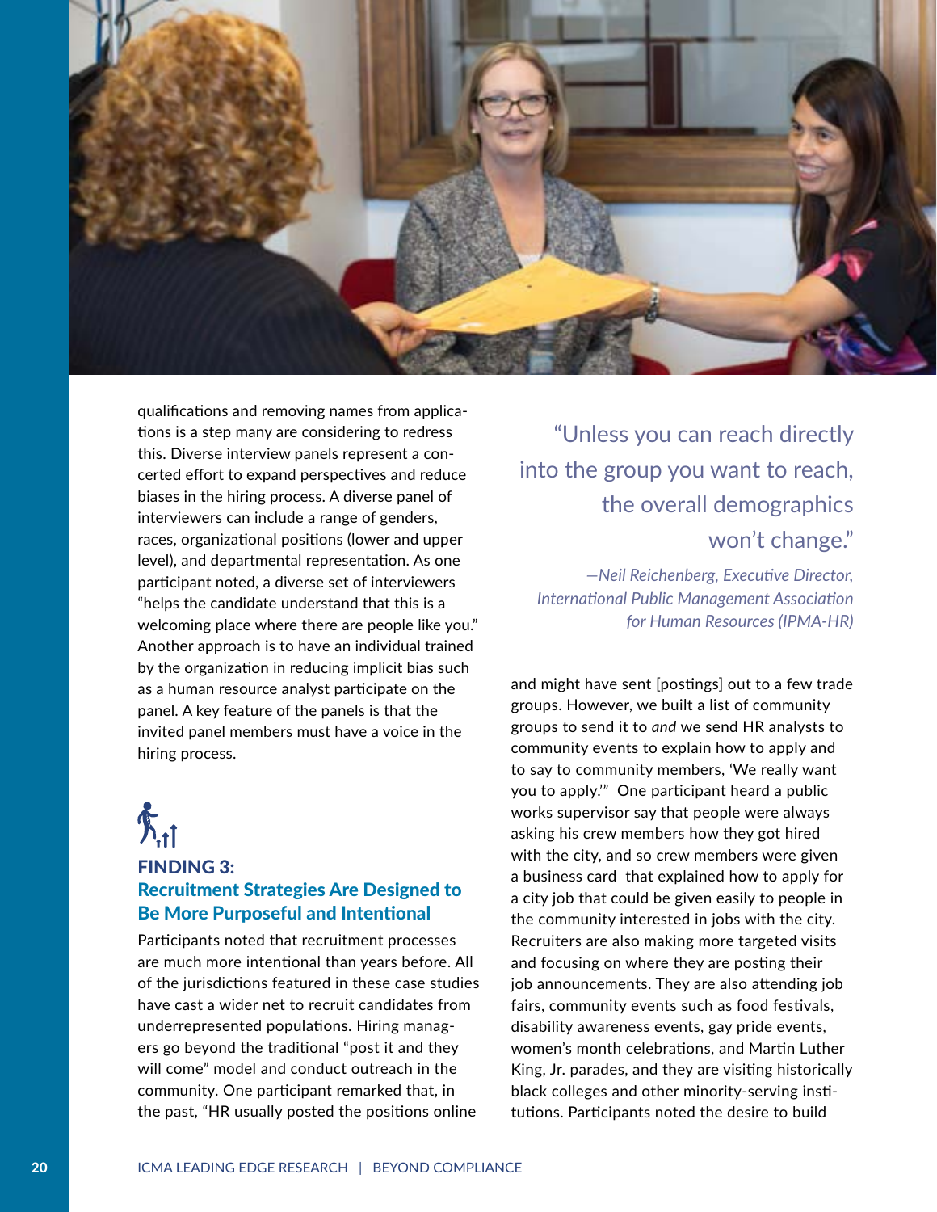qualifications and removing names from applications is a step many are considering to redress this. Diverse interview panels represent a concerted effort to expand perspectives and reduce biases in the hiring process. A diverse panel of interviewers can include a range of genders, races, organizational positions (lower and upper level), and departmental representation. As one participant noted, a diverse set of interviewers "helps the candidate understand that this is a welcoming place where there are people like you." Another approach is to have an individual trained by the organization in reducing implicit bias such as a human resource analyst participate on the panel. A key feature of the panels is that the invited panel members must have a voice in the hiring process.

## FINDING 3: Recruitment Strategies Are Designed to Be More Purposeful and Intentional

Participants noted that recruitment processes are much more intentional than years before. All of the jurisdictions featured in these case studies have cast a wider net to recruit candidates from underrepresented populations. Hiring managers go beyond the traditional "post it and they will come" model and conduct outreach in the community. One participant remarked that, in the past, "HR usually posted the positions online and might have sent [postings] out to a few trade groups. However, we built a list of community groups to send it to *and* we send HR analysts to community events to explain how to apply and to say to community members, 'We really want you to apply.'" One participant heard a public works supervisor say that people were always asking his crew members how they got hired with the city, and so crew members were given a business card that explained how to apply for a city job that could be given easily to people in the community interested in jobs with the city. Recruiters are also making more targeted visits and focusing on where they are posting their job announcements. They are also attending job fairs, community events such as food festivals, disability awareness events, gay pride events, women's month celebrations, and Martin Luther King, Jr. parades, and they are visiting historically black colleges and other minority-serving institutions. Participants noted the desire to build

> "Unless you can reach directly into the group you want to reach, the overall demographics won't change."
>
> *—Neil Reichenberg, Executive Director, International Public Management Association for Human Resources (IPMA-HR)*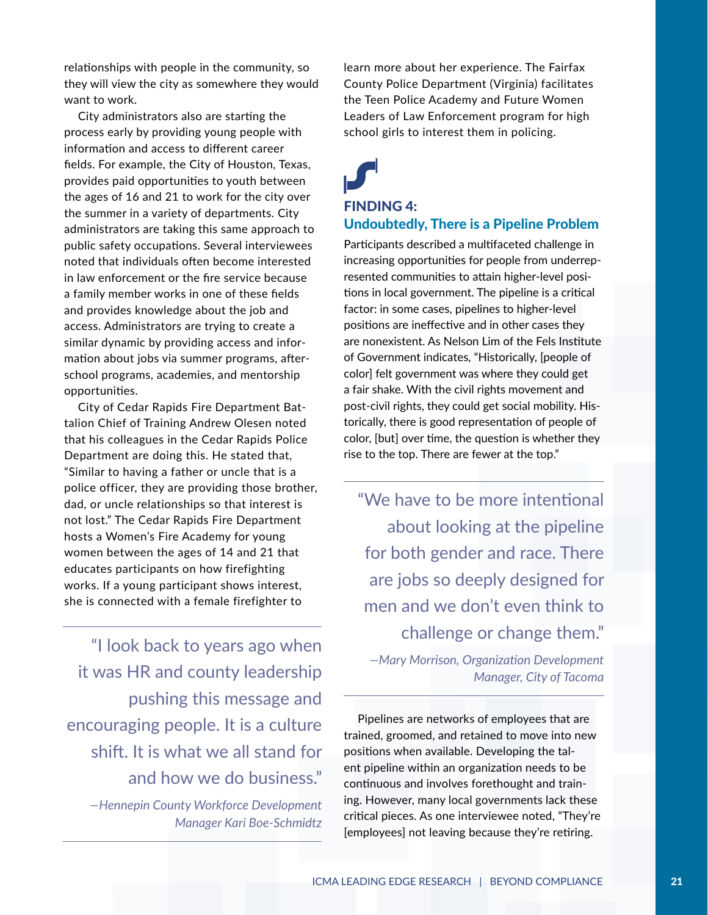relationships with people in the community, so they will view the city as somewhere they would want to work.

City administrators also are starting the process early by providing young people with information and access to different career fields. For example, the City of Houston, Texas, provides paid opportunities to youth between the ages of 16 and 21 to work for the city over the summer in a variety of departments. City administrators are taking this same approach to public safety occupations. Several interviewees noted that individuals often become interested in law enforcement or the fire service because a family member works in one of these fields and provides knowledge about the job and access. Administrators are trying to create a similar dynamic by providing access and information about jobs via summer programs, after-school programs, academies, and mentorship opportunities.

City of Cedar Rapids Fire Department Battalion Chief of Training Andrew Olesen noted that his colleagues in the Cedar Rapids Police Department are doing this. He stated that, "Similar to having a father or uncle that is a police officer, they are providing those brother, dad, or uncle relationships so that interest is not lost." The Cedar Rapids Fire Department hosts a Women's Fire Academy for young women between the ages of 14 and 21 that educates participants on how firefighting works. If a young participant shows interest, she is connected with a female firefighter to learn more about her experience. The Fairfax County Police Department (Virginia) facilitates the Teen Police Academy and Future Women Leaders of Law Enforcement program for high school girls to interest them in policing.

> "I look back to years ago when it was HR and county leadership pushing this message and encouraging people. It is a culture shift. It is what we all stand for and how we do business."
>
> *—Hennepin County Workforce Development Manager Kari Boe-Schmidtz*

## FINDING 4: Undoubtedly, There is a Pipeline Problem

Participants described a multifaceted challenge in increasing opportunities for people from underrepresented communities to attain higher-level positions in local government. The pipeline is a critical factor: in some cases, pipelines to higher-level positions are ineffective and in other cases they are nonexistent. As Nelson Lim of the Fels Institute of Government indicates, "Historically, [people of color] felt government was where they could get a fair shake. With the civil rights movement and post-civil rights, they could get social mobility. Historically, there is good representation of people of color, [but] over time, the question is whether they rise to the top. There are fewer at the top."

> "We have to be more intentional about looking at the pipeline for both gender and race. There are jobs so deeply designed for men and we don't even think to challenge or change them."
>
> *—Mary Morrison, Organization Development Manager, City of Tacoma*

Pipelines are networks of employees that are trained, groomed, and retained to move into new positions when available. Developing the talent pipeline within an organization needs to be continuous and involves forethought and training. However, many local governments lack these critical pieces. As one interviewee noted, "They're [employees] not leaving because they're retiring.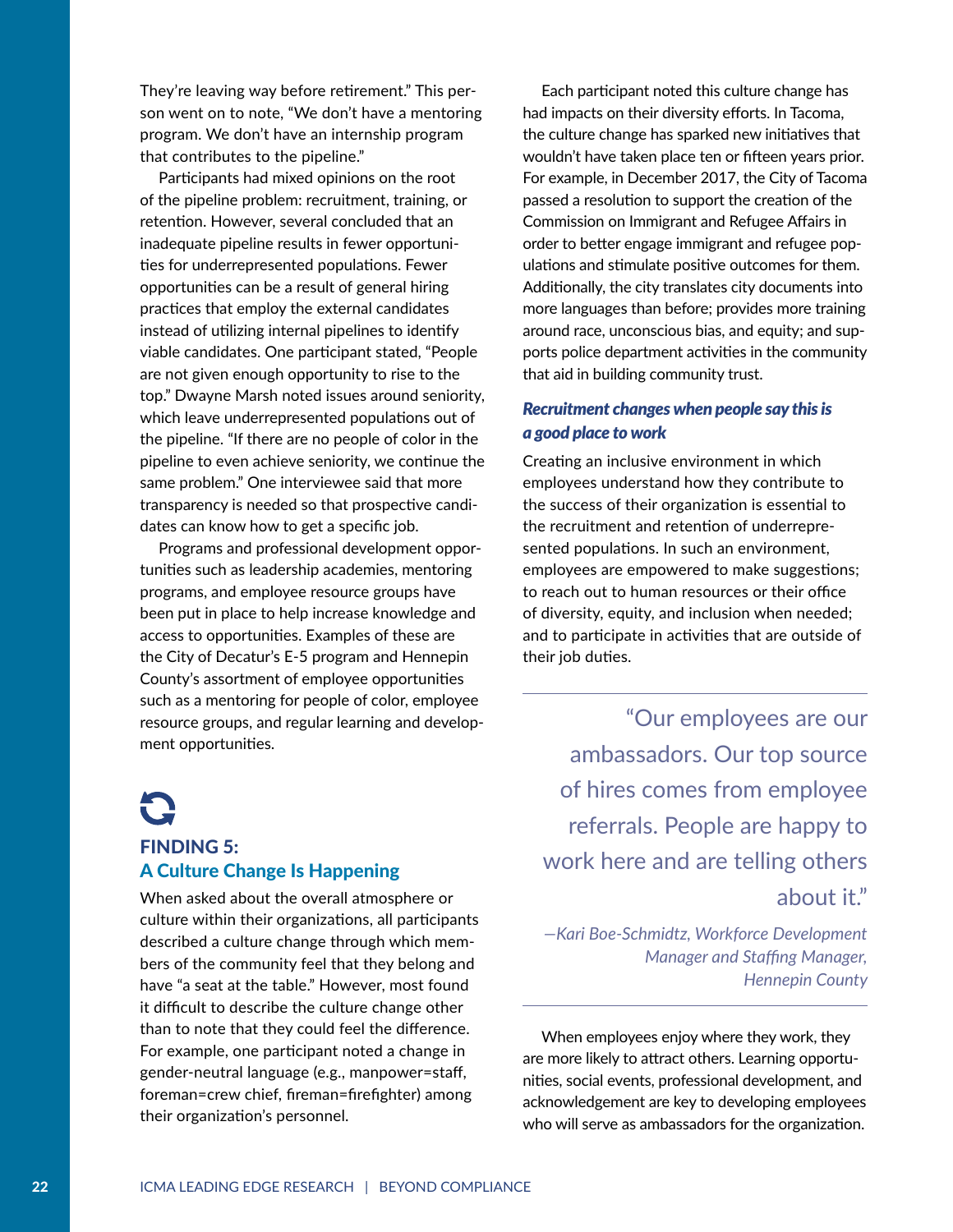They're leaving way before retirement." This person went on to note, "We don't have a mentoring program. We don't have an internship program that contributes to the pipeline."

Participants had mixed opinions on the root of the pipeline problem: recruitment, training, or retention. However, several concluded that an inadequate pipeline results in fewer opportunities for underrepresented populations. Fewer opportunities can be a result of general hiring practices that employ the external candidates instead of utilizing internal pipelines to identify viable candidates. One participant stated, "People are not given enough opportunity to rise to the top." Dwayne Marsh noted issues around seniority, which leave underrepresented populations out of the pipeline. "If there are no people of color in the pipeline to even achieve seniority, we continue the same problem." One interviewee said that more transparency is needed so that prospective candidates can know how to get a specific job.

Programs and professional development opportunities such as leadership academies, mentoring programs, and employee resource groups have been put in place to help increase knowledge and access to opportunities. Examples of these are the City of Decatur's E-5 program and Hennepin County's assortment of employee opportunities such as a mentoring for people of color, employee resource groups, and regular learning and development opportunities.

## FINDING 5: A Culture Change Is Happening

When asked about the overall atmosphere or culture within their organizations, all participants described a culture change through which members of the community feel that they belong and have "a seat at the table." However, most found it difficult to describe the culture change other than to note that they could feel the difference. For example, one participant noted a change in gender-neutral language (e.g., manpower=staff, foreman=crew chief, fireman=firefighter) among their organization's personnel.

Each participant noted this culture change has had impacts on their diversity efforts. In Tacoma, the culture change has sparked new initiatives that wouldn't have taken place ten or fifteen years prior. For example, in December 2017, the City of Tacoma passed a resolution to support the creation of the Commission on Immigrant and Refugee Affairs in order to better engage immigrant and refugee populations and stimulate positive outcomes for them. Additionally, the city translates city documents into more languages than before; provides more training around race, unconscious bias, and equity; and supports police department activities in the community that aid in building community trust.

### *Recruitment changes when people say this is a good place to work*

Creating an inclusive environment in which employees understand how they contribute to the success of their organization is essential to the recruitment and retention of underrepresented populations. In such an environment, employees are empowered to make suggestions; to reach out to human resources or their office of diversity, equity, and inclusion when needed; and to participate in activities that are outside of their job duties.

> "Our employees are our ambassadors. Our top source of hires comes from employee referrals. People are happy to work here and are telling others about it."
>
> *—Kari Boe-Schmidtz, Workforce Development Manager and Staffing Manager, Hennepin County*

When employees enjoy where they work, they are more likely to attract others. Learning opportunities, social events, professional development, and acknowledgement are key to developing employees who will serve as ambassadors for the organization.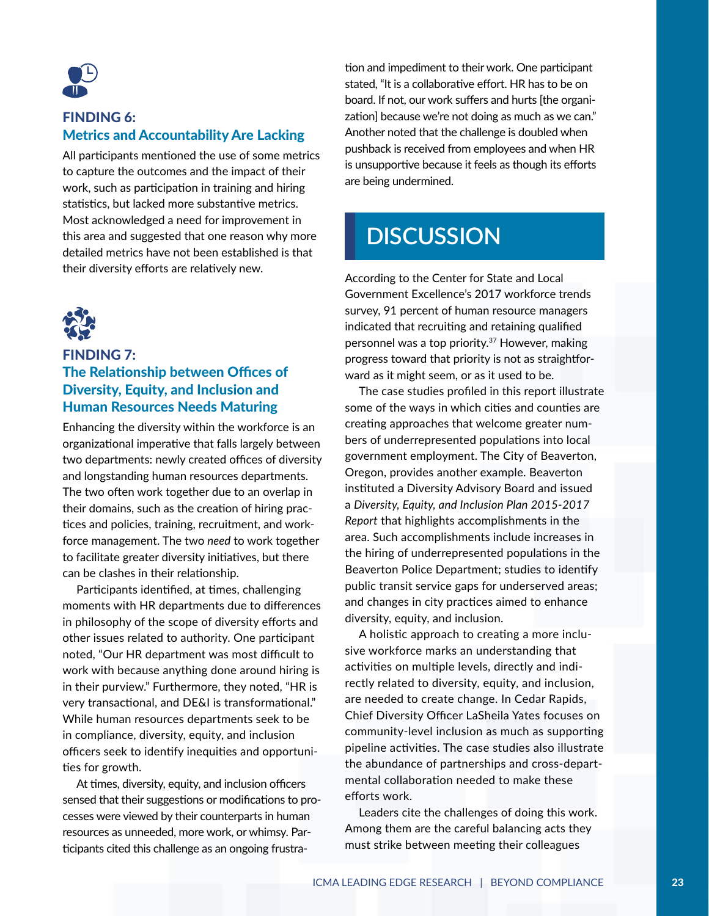### FINDING 6:
### Metrics and Accountability Are Lacking

All participants mentioned the use of some metrics to capture the outcomes and the impact of their work, such as participation in training and hiring statistics, but lacked more substantive metrics. Most acknowledged a need for improvement in this area and suggested that one reason why more detailed metrics have not been established is that their diversity efforts are relatively new.

### FINDING 7:
### The Relationship between Offices of Diversity, Equity, and Inclusion and Human Resources Needs Maturing

Enhancing the diversity within the workforce is an organizational imperative that falls largely between two departments: newly created offices of diversity and longstanding human resources departments. The two often work together due to an overlap in their domains, such as the creation of hiring practices and policies, training, recruitment, and workforce management. The two *need* to work together to facilitate greater diversity initiatives, but there can be clashes in their relationship.

Participants identified, at times, challenging moments with HR departments due to differences in philosophy of the scope of diversity efforts and other issues related to authority. One participant noted, "Our HR department was most difficult to work with because anything done around hiring is in their purview." Furthermore, they noted, "HR is very transactional, and DE&I is transformational." While human resources departments seek to be in compliance, diversity, equity, and inclusion officers seek to identify inequities and opportunities for growth.

At times, diversity, equity, and inclusion officers sensed that their suggestions or modifications to processes were viewed by their counterparts in human resources as unneeded, more work, or whimsy. Participants cited this challenge as an ongoing frustration and impediment to their work. One participant stated, "It is a collaborative effort. HR has to be on board. If not, our work suffers and hurts [the organization] because we're not doing as much as we can." Another noted that the challenge is doubled when pushback is received from employees and when HR is unsupportive because it feels as though its efforts are being undermined.

# DISCUSSION

According to the Center for State and Local Government Excellence's 2017 workforce trends survey, 91 percent of human resource managers indicated that recruiting and retaining qualified personnel was a top priority.[37] However, making progress toward that priority is not as straightforward as it might seem, or as it used to be.

The case studies profiled in this report illustrate some of the ways in which cities and counties are creating approaches that welcome greater numbers of underrepresented populations into local government employment. The City of Beaverton, Oregon, provides another example. Beaverton instituted a Diversity Advisory Board and issued a *Diversity, Equity, and Inclusion Plan 2015-2017 Report* that highlights accomplishments in the area. Such accomplishments include increases in the hiring of underrepresented populations in the Beaverton Police Department; studies to identify public transit service gaps for underserved areas; and changes in city practices aimed to enhance diversity, equity, and inclusion.

A holistic approach to creating a more inclusive workforce marks an understanding that activities on multiple levels, directly and indirectly related to diversity, equity, and inclusion, are needed to create change. In Cedar Rapids, Chief Diversity Officer LaSheila Yates focuses on community-level inclusion as much as supporting pipeline activities. The case studies also illustrate the abundance of partnerships and cross-departmental collaboration needed to make these efforts work.

Leaders cite the challenges of doing this work. Among them are the careful balancing acts they must strike between meeting their colleagues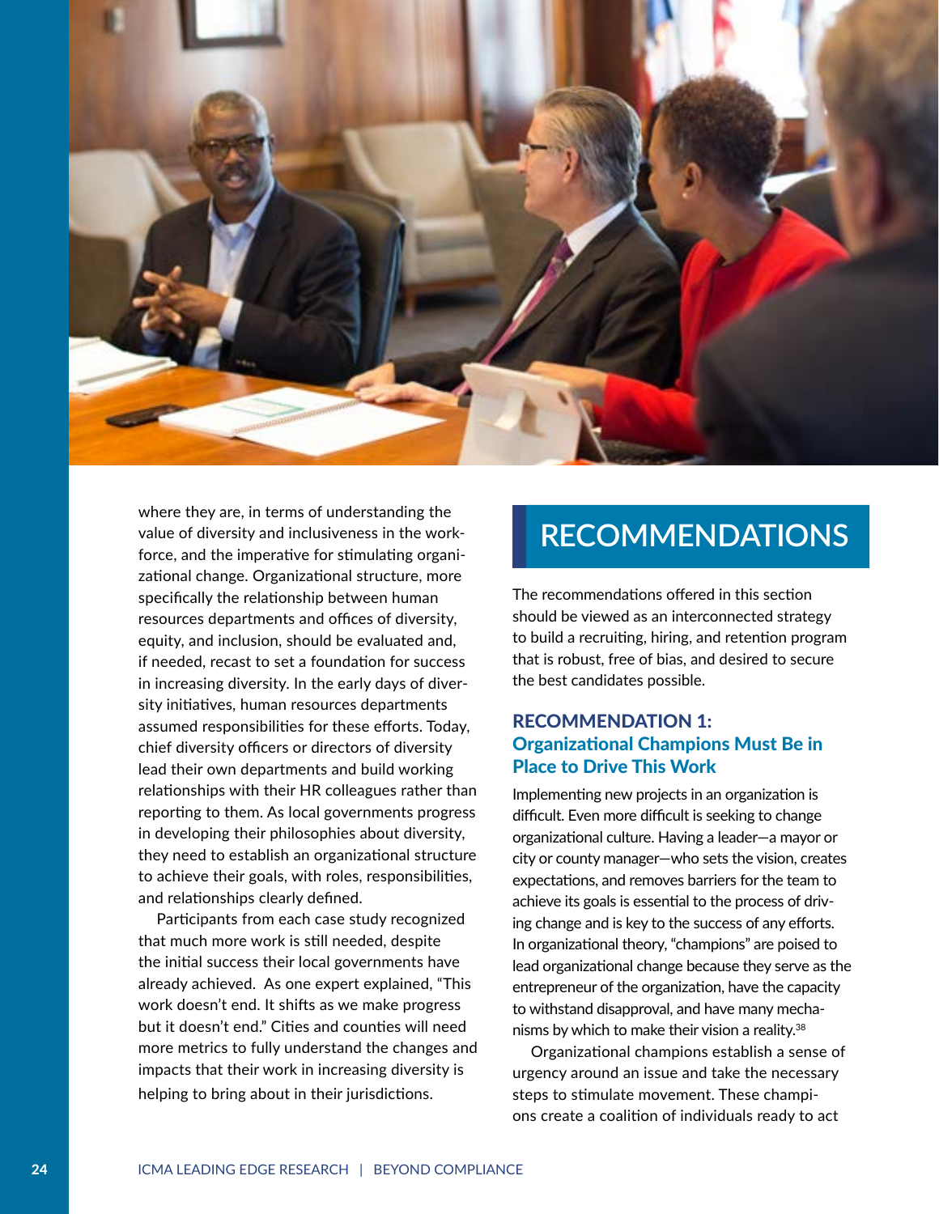where they are, in terms of understanding the value of diversity and inclusiveness in the workforce, and the imperative for stimulating organizational change. Organizational structure, more specifically the relationship between human resources departments and offices of diversity, equity, and inclusion, should be evaluated and, if needed, recast to set a foundation for success in increasing diversity. In the early days of diversity initiatives, human resources departments assumed responsibilities for these efforts. Today, chief diversity officers or directors of diversity lead their own departments and build working relationships with their HR colleagues rather than reporting to them. As local governments progress in developing their philosophies about diversity, they need to establish an organizational structure to achieve their goals, with roles, responsibilities, and relationships clearly defined.

Participants from each case study recognized that much more work is still needed, despite the initial success their local governments have already achieved. As one expert explained, "This work doesn't end. It shifts as we make progress but it doesn't end." Cities and counties will need more metrics to fully understand the changes and impacts that their work in increasing diversity is helping to bring about in their jurisdictions.

# RECOMMENDATIONS

The recommendations offered in this section should be viewed as an interconnected strategy to build a recruiting, hiring, and retention program that is robust, free of bias, and desired to secure the best candidates possible.

## RECOMMENDATION 1: Organizational Champions Must Be in Place to Drive This Work

Implementing new projects in an organization is difficult. Even more difficult is seeking to change organizational culture. Having a leader—a mayor or city or county manager—who sets the vision, creates expectations, and removes barriers for the team to achieve its goals is essential to the process of driving change and is key to the success of any efforts. In organizational theory, "champions" are poised to lead organizational change because they serve as the entrepreneur of the organization, have the capacity to withstand disapproval, and have many mechanisms by which to make their vision a reality.[38]

Organizational champions establish a sense of urgency around an issue and take the necessary steps to stimulate movement. These champions create a coalition of individuals ready to act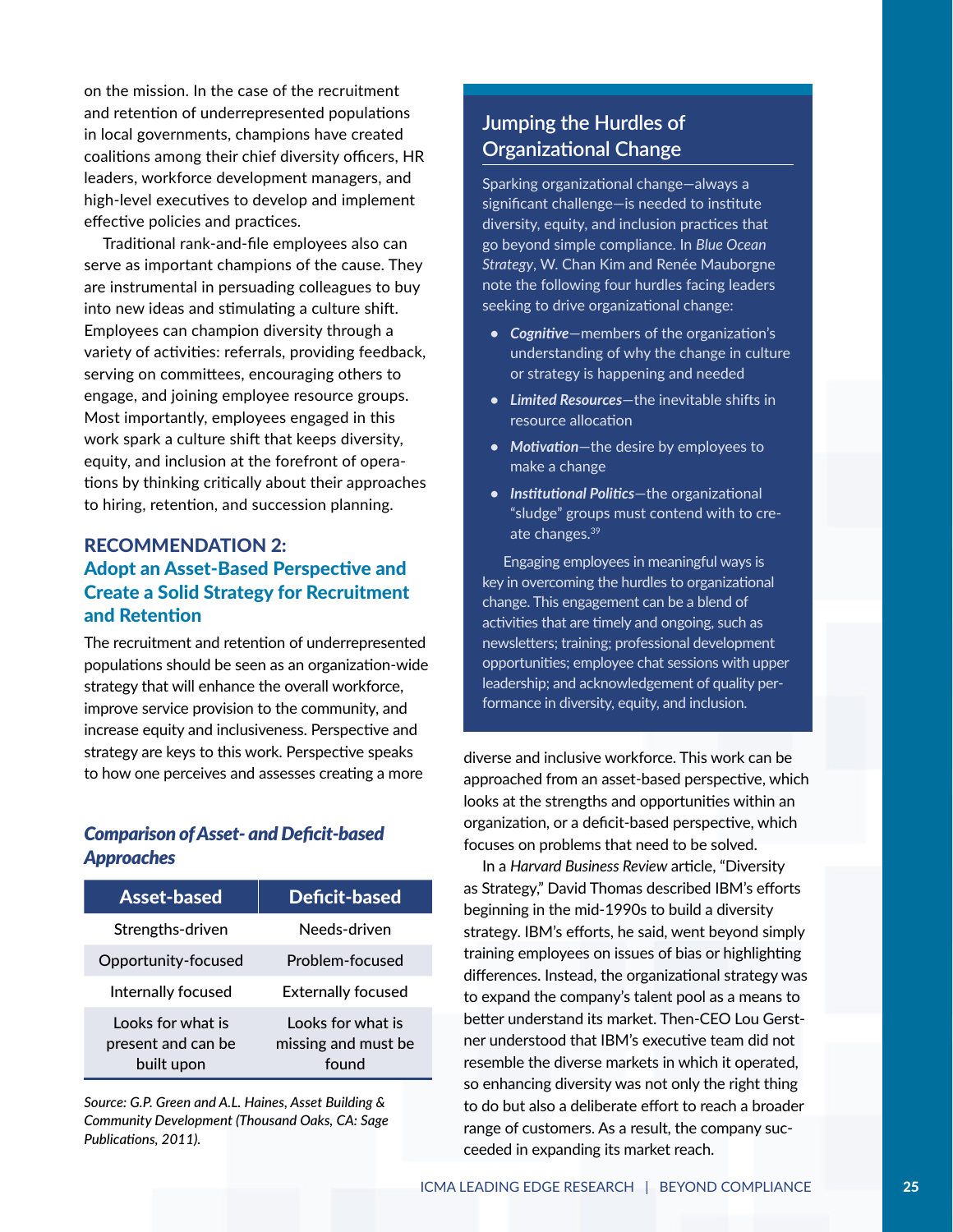on the mission. In the case of the recruitment and retention of underrepresented populations in local governments, champions have created coalitions among their chief diversity officers, HR leaders, workforce development managers, and high-level executives to develop and implement effective policies and practices.

Traditional rank-and-file employees also can serve as important champions of the cause. They are instrumental in persuading colleagues to buy into new ideas and stimulating a culture shift. Employees can champion diversity through a variety of activities: referrals, providing feedback, serving on committees, encouraging others to engage, and joining employee resource groups. Most importantly, employees engaged in this work spark a culture shift that keeps diversity, equity, and inclusion at the forefront of operations by thinking critically about their approaches to hiring, retention, and succession planning.

## RECOMMENDATION 2: Adopt an Asset-Based Perspective and Create a Solid Strategy for Recruitment and Retention

The recruitment and retention of underrepresented populations should be seen as an organization-wide strategy that will enhance the overall workforce, improve service provision to the community, and increase equity and inclusiveness. Perspective and strategy are keys to this work. Perspective speaks to how one perceives and assesses creating a more diverse and inclusive workforce. This work can be approached from an asset-based perspective, which looks at the strengths and opportunities within an organization, or a deficit-based perspective, which focuses on problems that need to be solved.

In a *Harvard Business Review* article, "Diversity as Strategy," David Thomas described IBM's efforts beginning in the mid-1990s to build a diversity strategy. IBM's efforts, he said, went beyond simply training employees on issues of bias or highlighting differences. Instead, the organizational strategy was to expand the company's talent pool as a means to better understand its market. Then-CEO Lou Gerstner understood that IBM's executive team did not resemble the diverse markets in which it operated, so enhancing diversity was not only the right thing to do but also a deliberate effort to reach a broader range of customers. As a result, the company succeeded in expanding its market reach.

### *Comparison of Asset- and Deficit-based Approaches*

| Asset-based | Deficit-based |
|---|---|
| Strengths-driven | Needs-driven |
| Opportunity-focused | Problem-focused |
| Internally focused | Externally focused |
| Looks for what is present and can be built upon | Looks for what is missing and must be found |

*Source: G.P. Green and A.L. Haines, Asset Building & Community Development (Thousand Oaks, CA: Sage Publications, 2011).*

### Jumping the Hurdles of Organizational Change

Sparking organizational change—always a significant challenge—is needed to institute diversity, equity, and inclusion practices that go beyond simple compliance. In *Blue Ocean Strategy*, W. Chan Kim and Renée Mauborgne note the following four hurdles facing leaders seeking to drive organizational change:

- ***Cognitive***—members of the organization's understanding of why the change in culture or strategy is happening and needed
- ***Limited Resources***—the inevitable shifts in resource allocation
- ***Motivation***—the desire by employees to make a change
- ***Institutional Politics***—the organizational "sludge" groups must contend with to create changes.[39]

Engaging employees in meaningful ways is key in overcoming the hurdles to organizational change. This engagement can be a blend of activities that are timely and ongoing, such as newsletters; training; professional development opportunities; employee chat sessions with upper leadership; and acknowledgement of quality performance in diversity, equity, and inclusion.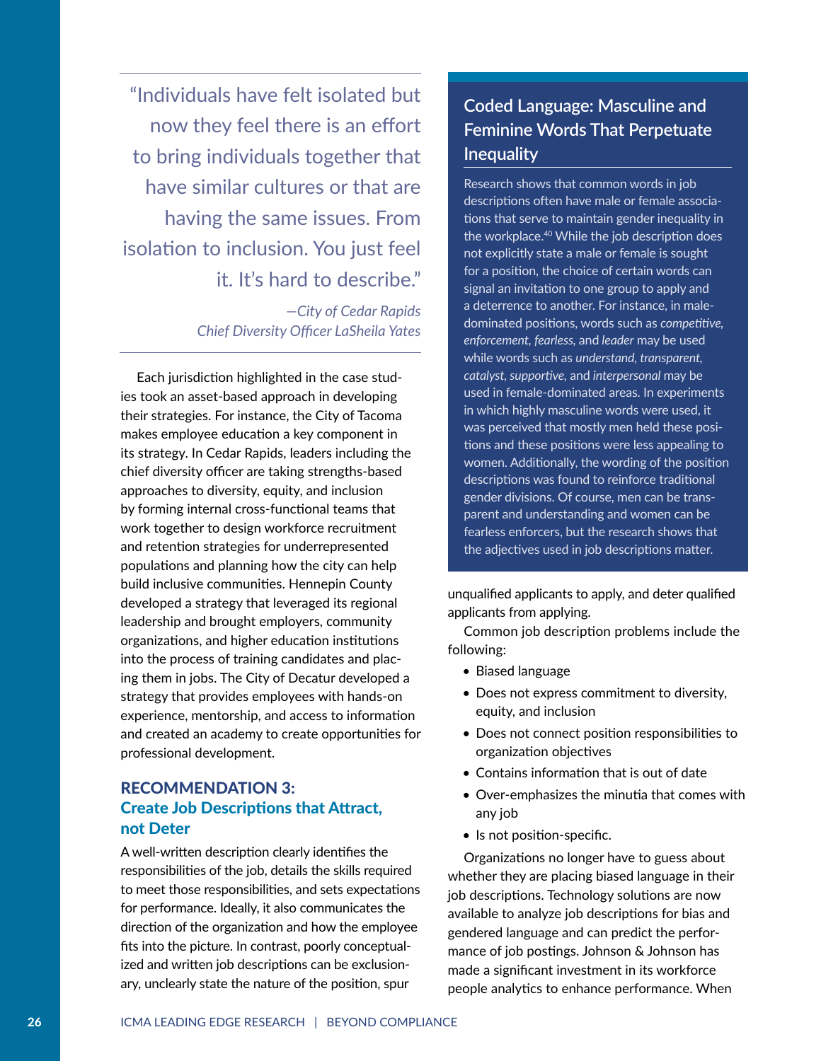> "Individuals have felt isolated but now they feel there is an effort to bring individuals together that have similar cultures or that are having the same issues. From isolation to inclusion. You just feel it. It's hard to describe."
>
> *—City of Cedar Rapids Chief Diversity Officer LaSheila Yates*

Each jurisdiction highlighted in the case studies took an asset-based approach in developing their strategies. For instance, the City of Tacoma makes employee education a key component in its strategy. In Cedar Rapids, leaders including the chief diversity officer are taking strengths-based approaches to diversity, equity, and inclusion by forming internal cross-functional teams that work together to design workforce recruitment and retention strategies for underrepresented populations and planning how the city can help build inclusive communities. Hennepin County developed a strategy that leveraged its regional leadership and brought employers, community organizations, and higher education institutions into the process of training candidates and placing them in jobs. The City of Decatur developed a strategy that provides employees with hands-on experience, mentorship, and access to information and created an academy to create opportunities for professional development.

## RECOMMENDATION 3: Create Job Descriptions that Attract, not Deter

A well-written description clearly identifies the responsibilities of the job, details the skills required to meet those responsibilities, and sets expectations for performance. Ideally, it also communicates the direction of the organization and how the employee fits into the picture. In contrast, poorly conceptualized and written job descriptions can be exclusionary, unclearly state the nature of the position, spur unqualified applicants to apply, and deter qualified applicants from applying.

### Coded Language: Masculine and Feminine Words That Perpetuate Inequality

Research shows that common words in job descriptions often have male or female associations that serve to maintain gender inequality in the workplace.[40] While the job description does not explicitly state a male or female is sought for a position, the choice of certain words can signal an invitation to one group to apply and a deterrence to another. For instance, in male-dominated positions, words such as *competitive*, *enforcement*, *fearless*, and *leader* may be used while words such as *understand*, *transparent*, *catalyst*, *supportive*, and *interpersonal* may be used in female-dominated areas. In experiments in which highly masculine words were used, it was perceived that mostly men held these positions and these positions were less appealing to women. Additionally, the wording of the position descriptions was found to reinforce traditional gender divisions. Of course, men can be transparent and understanding and women can be fearless enforcers, but the research shows that the adjectives used in job descriptions matter.

Common job description problems include the following:

- Biased language
- Does not express commitment to diversity, equity, and inclusion
- Does not connect position responsibilities to organization objectives
- Contains information that is out of date
- Over-emphasizes the minutia that comes with any job
- Is not position-specific.

Organizations no longer have to guess about whether they are placing biased language in their job descriptions. Technology solutions are now available to analyze job descriptions for bias and gendered language and can predict the performance of job postings. Johnson & Johnson has made a significant investment in its workforce people analytics to enhance performance. When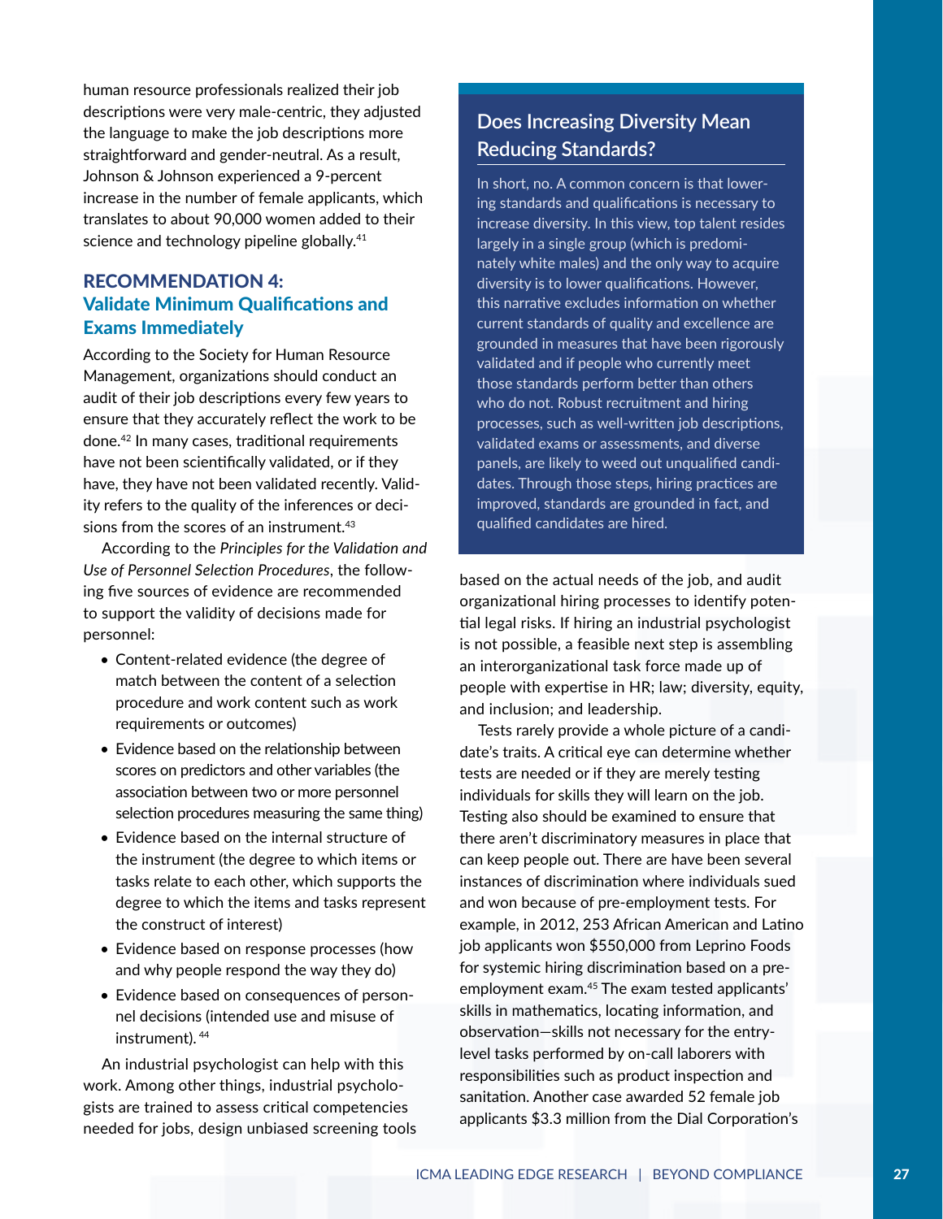human resource professionals realized their job descriptions were very male-centric, they adjusted the language to make the job descriptions more straightforward and gender-neutral. As a result, Johnson & Johnson experienced a 9-percent increase in the number of female applicants, which translates to about 90,000 women added to their science and technology pipeline globally.[41]

## RECOMMENDATION 4: Validate Minimum Qualifications and Exams Immediately

According to the Society for Human Resource Management, organizations should conduct an audit of their job descriptions every few years to ensure that they accurately reflect the work to be done.[42] In many cases, traditional requirements have not been scientifically validated, or if they have, they have not been validated recently. Validity refers to the quality of the inferences or decisions from the scores of an instrument.[43]

According to the *Principles for the Validation and Use of Personnel Selection Procedures*, the following five sources of evidence are recommended to support the validity of decisions made for personnel:

- Content-related evidence (the degree of match between the content of a selection procedure and work content such as work requirements or outcomes)
- Evidence based on the relationship between scores on predictors and other variables (the association between two or more personnel selection procedures measuring the same thing)
- Evidence based on the internal structure of the instrument (the degree to which items or tasks relate to each other, which supports the degree to which the items and tasks represent the construct of interest)
- Evidence based on response processes (how and why people respond the way they do)
- Evidence based on consequences of personnel decisions (intended use and misuse of instrument).[44]

An industrial psychologist can help with this work. Among other things, industrial psychologists are trained to assess critical competencies needed for jobs, design unbiased screening tools based on the actual needs of the job, and audit organizational hiring processes to identify potential legal risks. If hiring an industrial psychologist is not possible, a feasible next step is assembling an interorganizational task force made up of people with expertise in HR; law; diversity, equity, and inclusion; and leadership.

Tests rarely provide a whole picture of a candidate's traits. A critical eye can determine whether tests are needed or if they are merely testing individuals for skills they will learn on the job. Testing also should be examined to ensure that there aren't discriminatory measures in place that can keep people out. There are have been several instances of discrimination where individuals sued and won because of pre-employment tests. For example, in 2012, 253 African American and Latino job applicants won $550,000 from Leprino Foods for systemic hiring discrimination based on a pre-employment exam.[45] The exam tested applicants' skills in mathematics, locating information, and observation—skills not necessary for the entry-level tasks performed by on-call laborers with responsibilities such as product inspection and sanitation. Another case awarded 52 female job applicants $3.3 million from the Dial Corporation's

### Does Increasing Diversity Mean Reducing Standards?

In short, no. A common concern is that lowering standards and qualifications is necessary to increase diversity. In this view, top talent resides largely in a single group (which is predominately white males) and the only way to acquire diversity is to lower qualifications. However, this narrative excludes information on whether current standards of quality and excellence are grounded in measures that have been rigorously validated and if people who currently meet those standards perform better than others who do not. Robust recruitment and hiring processes, such as well-written job descriptions, validated exams or assessments, and diverse panels, are likely to weed out unqualified candidates. Through those steps, hiring practices are improved, standards are grounded in fact, and qualified candidates are hired.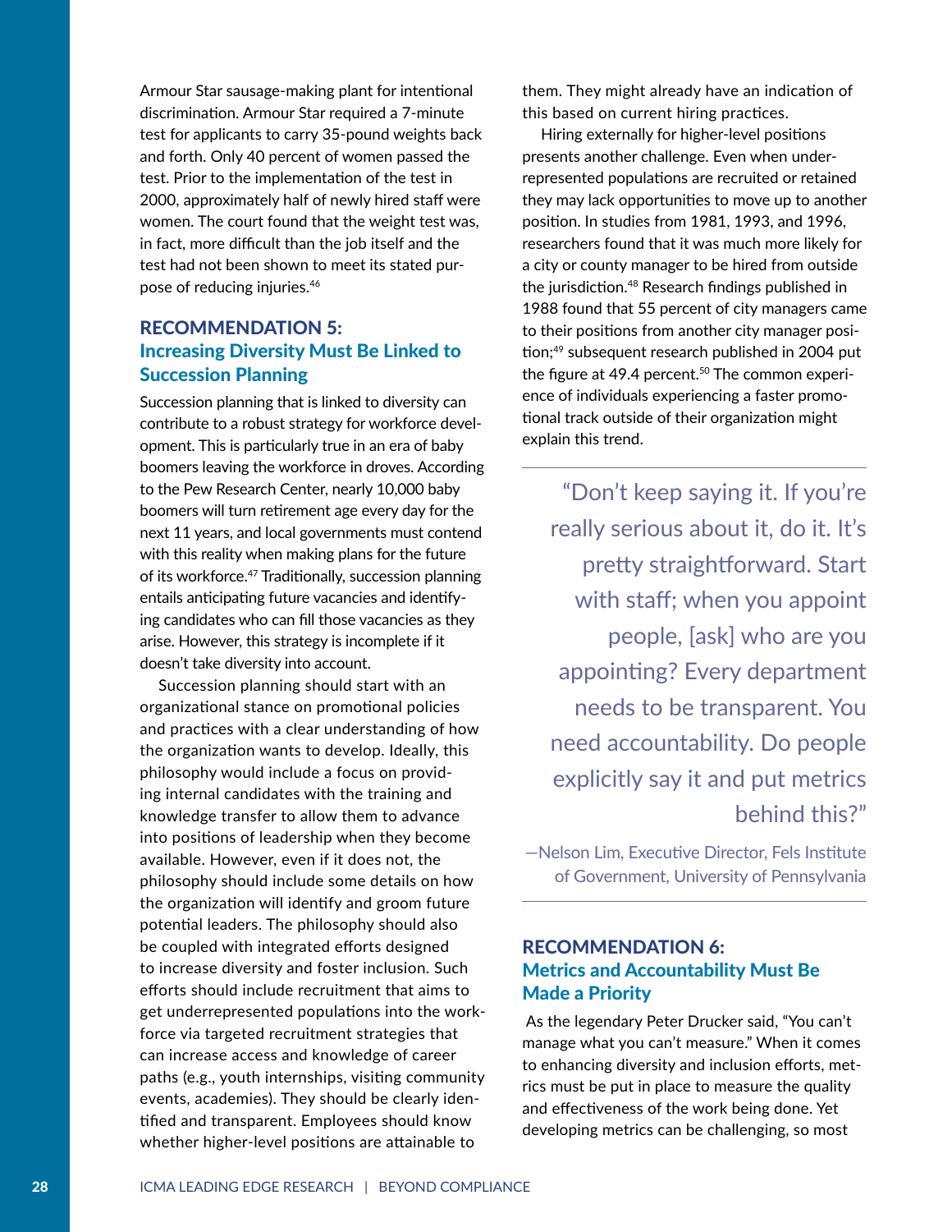Armour Star sausage-making plant for intentional discrimination. Armour Star required a 7-minute test for applicants to carry 35-pound weights back and forth. Only 40 percent of women passed the test. Prior to the implementation of the test in 2000, approximately half of newly hired staff were women. The court found that the weight test was, in fact, more difficult than the job itself and the test had not been shown to meet its stated purpose of reducing injuries.[46]

## RECOMMENDATION 5: Increasing Diversity Must Be Linked to Succession Planning

Succession planning that is linked to diversity can contribute to a robust strategy for workforce development. This is particularly true in an era of baby boomers leaving the workforce in droves. According to the Pew Research Center, nearly 10,000 baby boomers will turn retirement age every day for the next 11 years, and local governments must contend with this reality when making plans for the future of its workforce.[47] Traditionally, succession planning entails anticipating future vacancies and identifying candidates who can fill those vacancies as they arise. However, this strategy is incomplete if it doesn't take diversity into account.

Succession planning should start with an organizational stance on promotional policies and practices with a clear understanding of how the organization wants to develop. Ideally, this philosophy would include a focus on providing internal candidates with the training and knowledge transfer to allow them to advance into positions of leadership when they become available. However, even if it does not, the philosophy should include some details on how the organization will identify and groom future potential leaders. The philosophy should also be coupled with integrated efforts designed to increase diversity and foster inclusion. Such efforts should include recruitment that aims to get underrepresented populations into the workforce via targeted recruitment strategies that can increase access and knowledge of career paths (e.g., youth internships, visiting community events, academies). They should be clearly identified and transparent. Employees should know whether higher-level positions are attainable to them. They might already have an indication of this based on current hiring practices.

Hiring externally for higher-level positions presents another challenge. Even when underrepresented populations are recruited or retained they may lack opportunities to move up to another position. In studies from 1981, 1993, and 1996, researchers found that it was much more likely for a city or county manager to be hired from outside the jurisdiction.[48] Research findings published in 1988 found that 55 percent of city managers came to their positions from another city manager position;[49] subsequent research published in 2004 put the figure at 49.4 percent.[50] The common experience of individuals experiencing a faster promotional track outside of their organization might explain this trend.

> "Don't keep saying it. If you're really serious about it, do it. It's pretty straightforward. Start with staff; when you appoint people, [ask] who are you appointing? Every department needs to be transparent. You need accountability. Do people explicitly say it and put metrics behind this?"
>
> —Nelson Lim, Executive Director, Fels Institute of Government, University of Pennsylvania

## RECOMMENDATION 6: Metrics and Accountability Must Be Made a Priority

As the legendary Peter Drucker said, "You can't manage what you can't measure." When it comes to enhancing diversity and inclusion efforts, metrics must be put in place to measure the quality and effectiveness of the work being done. Yet developing metrics can be challenging, so most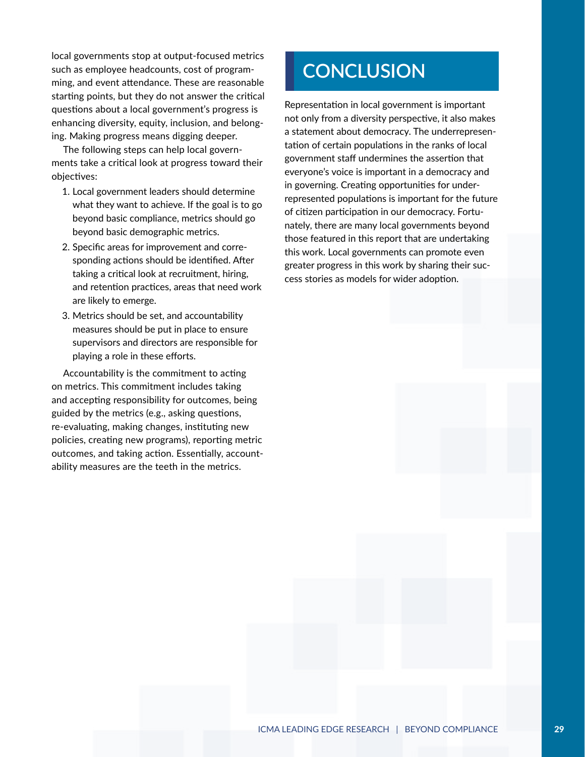local governments stop at output-focused metrics such as employee headcounts, cost of programming, and event attendance. These are reasonable starting points, but they do not answer the critical questions about a local government's progress is enhancing diversity, equity, inclusion, and belonging. Making progress means digging deeper.

The following steps can help local governments take a critical look at progress toward their objectives:

1. Local government leaders should determine what they want to achieve. If the goal is to go beyond basic compliance, metrics should go beyond basic demographic metrics.
2. Specific areas for improvement and corresponding actions should be identified. After taking a critical look at recruitment, hiring, and retention practices, areas that need work are likely to emerge.
3. Metrics should be set, and accountability measures should be put in place to ensure supervisors and directors are responsible for playing a role in these efforts.

Accountability is the commitment to acting on metrics. This commitment includes taking and accepting responsibility for outcomes, being guided by the metrics (e.g., asking questions, re-evaluating, making changes, instituting new policies, creating new programs), reporting metric outcomes, and taking action. Essentially, accountability measures are the teeth in the metrics.

# CONCLUSION

Representation in local government is important not only from a diversity perspective, it also makes a statement about democracy. The underrepresentation of certain populations in the ranks of local government staff undermines the assertion that everyone's voice is important in a democracy and in governing. Creating opportunities for underrepresented populations is important for the future of citizen participation in our democracy. Fortunately, there are many local governments beyond those featured in this report that are undertaking this work. Local governments can promote even greater progress in this work by sharing their success stories as models for wider adoption.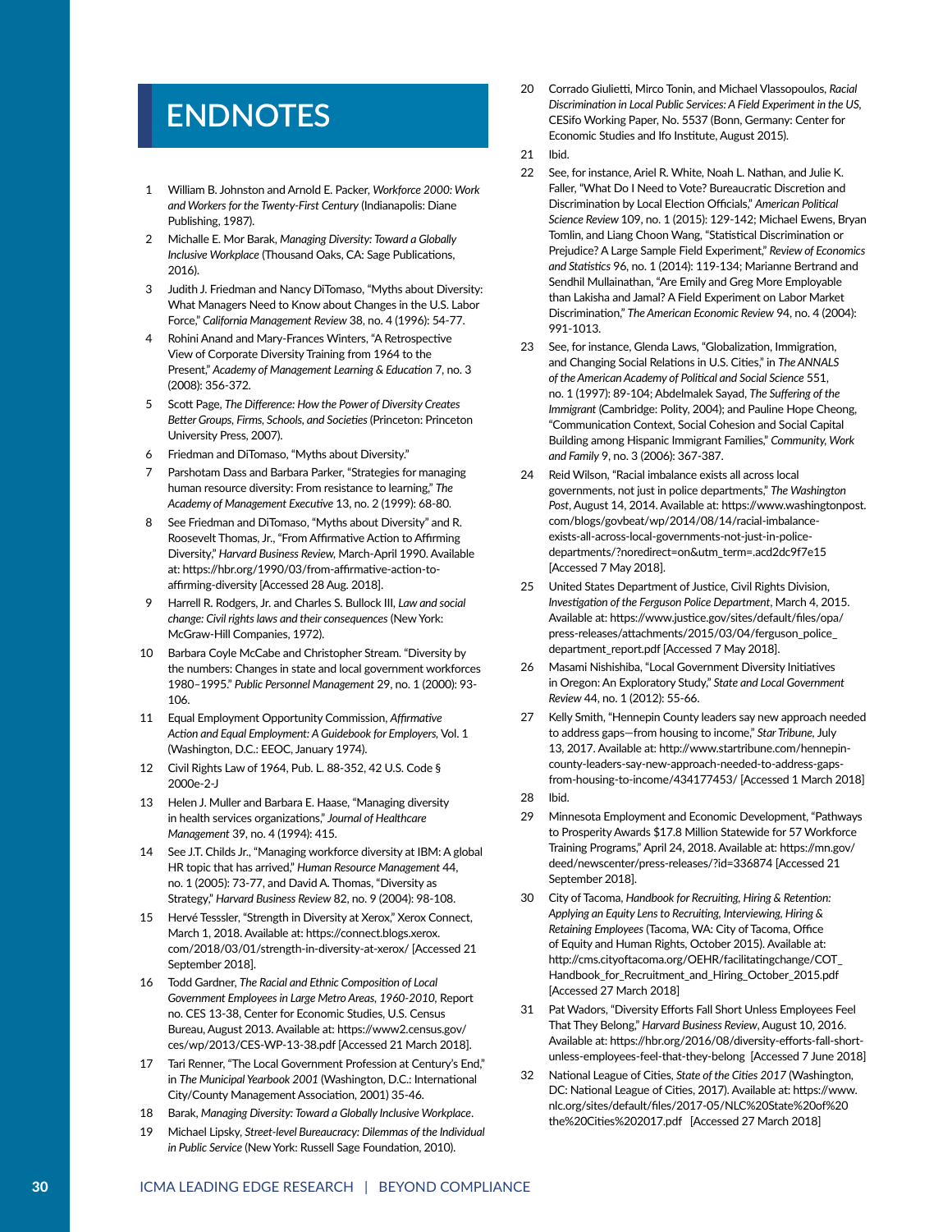# ENDNOTES

1. William B. Johnston and Arnold E. Packer, *Workforce 2000: Work and Workers for the Twenty-First Century* (Indianapolis: Diane Publishing, 1987).
2. Michalle E. Mor Barak, *Managing Diversity: Toward a Globally Inclusive Workplace* (Thousand Oaks, CA: Sage Publications, 2016).
3. Judith J. Friedman and Nancy DiTomaso, "Myths about Diversity: What Managers Need to Know about Changes in the U.S. Labor Force," *California Management Review* 38, no. 4 (1996): 54-77.
4. Rohini Anand and Mary-Frances Winters, "A Retrospective View of Corporate Diversity Training from 1964 to the Present," *Academy of Management Learning & Education* 7, no. 3 (2008): 356-372.
5. Scott Page, *The Difference: How the Power of Diversity Creates Better Groups, Firms, Schools, and Societies* (Princeton: Princeton University Press, 2007).
6. Friedman and DiTomaso, "Myths about Diversity."
7. Parshotam Dass and Barbara Parker, "Strategies for managing human resource diversity: From resistance to learning," *The Academy of Management Executive* 13, no. 2 (1999): 68-80.
8. See Friedman and DiTomaso, "Myths about Diversity" and R. Roosevelt Thomas, Jr., "From Affirmative Action to Affirming Diversity," *Harvard Business Review*, March-April 1990. Available at: https://hbr.org/1990/03/from-affirmative-action-to-affirming-diversity [Accessed 28 Aug. 2018].
9. Harrell R. Rodgers, Jr. and Charles S. Bullock III, *Law and social change: Civil rights laws and their consequences* (New York: McGraw-Hill Companies, 1972).
10. Barbara Coyle McCabe and Christopher Stream. "Diversity by the numbers: Changes in state and local government workforces 1980–1995." *Public Personnel Management* 29, no. 1 (2000): 93-106.
11. Equal Employment Opportunity Commission, *Affirmative Action and Equal Employment: A Guidebook for Employers*, Vol. 1 (Washington, D.C.: EEOC, January 1974).
12. Civil Rights Law of 1964, Pub. L. 88-352, 42 U.S. Code § 2000e-2-J
13. Helen J. Muller and Barbara E. Haase, "Managing diversity in health services organizations," *Journal of Healthcare Management* 39, no. 4 (1994): 415.
14. See J.T. Childs Jr., "Managing workforce diversity at IBM: A global HR topic that has arrived," *Human Resource Management* 44, no. 1 (2005): 73-77, and David A. Thomas, "Diversity as Strategy," *Harvard Business Review* 82, no. 9 (2004): 98-108.
15. Hervé Tesssler, "Strength in Diversity at Xerox," Xerox Connect, March 1, 2018. Available at: https://connect.blogs.xerox.com/2018/03/01/strength-in-diversity-at-xerox/ [Accessed 21 September 2018].
16. Todd Gardner, *The Racial and Ethnic Composition of Local Government Employees in Large Metro Areas, 1960-2010*, Report no. CES 13-38, Center for Economic Studies, U.S. Census Bureau, August 2013. Available at: https://www2.census.gov/ces/wp/2013/CES-WP-13-38.pdf [Accessed 21 March 2018].
17. Tari Renner, "The Local Government Profession at Century's End," in *The Municipal Yearbook 2001* (Washington, D.C.: International City/County Management Association, 2001) 35-46.
18. Barak, *Managing Diversity: Toward a Globally Inclusive Workplace*.
19. Michael Lipsky, *Street-level Bureaucracy: Dilemmas of the Individual in Public Service* (New York: Russell Sage Foundation, 2010).
20. Corrado Giulietti, Mirco Tonin, and Michael Vlassopoulos, *Racial Discrimination in Local Public Services: A Field Experiment in the US*, CESifo Working Paper, No. 5537 (Bonn, Germany: Center for Economic Studies and Ifo Institute, August 2015).
21. Ibid.
22. See, for instance, Ariel R. White, Noah L. Nathan, and Julie K. Faller, "What Do I Need to Vote? Bureaucratic Discretion and Discrimination by Local Election Officials," *American Political Science Review* 109, no. 1 (2015): 129-142; Michael Ewens, Bryan Tomlin, and Liang Choon Wang, "Statistical Discrimination or Prejudice? A Large Sample Field Experiment," *Review of Economics and Statistics* 96, no. 1 (2014): 119-134; Marianne Bertrand and Sendhil Mullainathan, "Are Emily and Greg More Employable than Lakisha and Jamal? A Field Experiment on Labor Market Discrimination," *The American Economic Review* 94, no. 4 (2004): 991-1013.
23. See, for instance, Glenda Laws, "Globalization, Immigration, and Changing Social Relations in U.S. Cities," in *The ANNALS of the American Academy of Political and Social Science* 551, no. 1 (1997): 89-104; Abdelmalek Sayad, *The Suffering of the Immigrant* (Cambridge: Polity, 2004); and Pauline Hope Cheong, "Communication Context, Social Cohesion and Social Capital Building among Hispanic Immigrant Families," *Community, Work and Family* 9, no. 3 (2006): 367-387.
24. Reid Wilson, "Racial imbalance exists all across local governments, not just in police departments," *The Washington Post*, August 14, 2014. Available at: https://www.washingtonpost.com/blogs/govbeat/wp/2014/08/14/racial-imbalance-exists-all-across-local-governments-not-just-in-police-departments/?noredirect=on&utm_term=.acd2dc9f7e15 [Accessed 7 May 2018].
25. United States Department of Justice, Civil Rights Division, *Investigation of the Ferguson Police Department*, March 4, 2015. Available at: https://www.justice.gov/sites/default/files/opa/press-releases/attachments/2015/03/04/ferguson_police_department_report.pdf [Accessed 7 May 2018].
26. Masami Nishishiba, "Local Government Diversity Initiatives in Oregon: An Exploratory Study," *State and Local Government Review* 44, no. 1 (2012): 55-66.
27. Kelly Smith, "Hennepin County leaders say new approach needed to address gaps—from housing to income," *Star Tribune*, July 13, 2017. Available at: http://www.startribune.com/hennepin-county-leaders-say-new-approach-needed-to-address-gaps-from-housing-to-income/434177453/ [Accessed 1 March 2018]
28. Ibid.
29. Minnesota Employment and Economic Development, "Pathways to Prosperity Awards $17.8 Million Statewide for 57 Workforce Training Programs," April 24, 2018. Available at: https://mn.gov/deed/newscenter/press-releases/?id=336874 [Accessed 21 September 2018].
30. City of Tacoma, *Handbook for Recruiting, Hiring & Retention: Applying an Equity Lens to Recruiting, Interviewing, Hiring & Retaining Employees* (Tacoma, WA: City of Tacoma, Office of Equity and Human Rights, October 2015). Available at: http://cms.cityoftacoma.org/OEHR/facilitatingchange/COT_Handbook_for_Recruitment_and_Hiring_October_2015.pdf [Accessed 27 March 2018]
31. Pat Wadors, "Diversity Efforts Fall Short Unless Employees Feel That They Belong," *Harvard Business Review*, August 10, 2016. Available at: https://hbr.org/2016/08/diversity-efforts-fall-short-unless-employees-feel-that-they-belong [Accessed 7 June 2018]
32. National League of Cities, *State of the Cities 2017* (Washington, DC: National League of Cities, 2017). Available at: https://www.nlc.org/sites/default/files/2017-05/NLC%20State%20of%20the%20Cities%202017.pdf [Accessed 27 March 2018]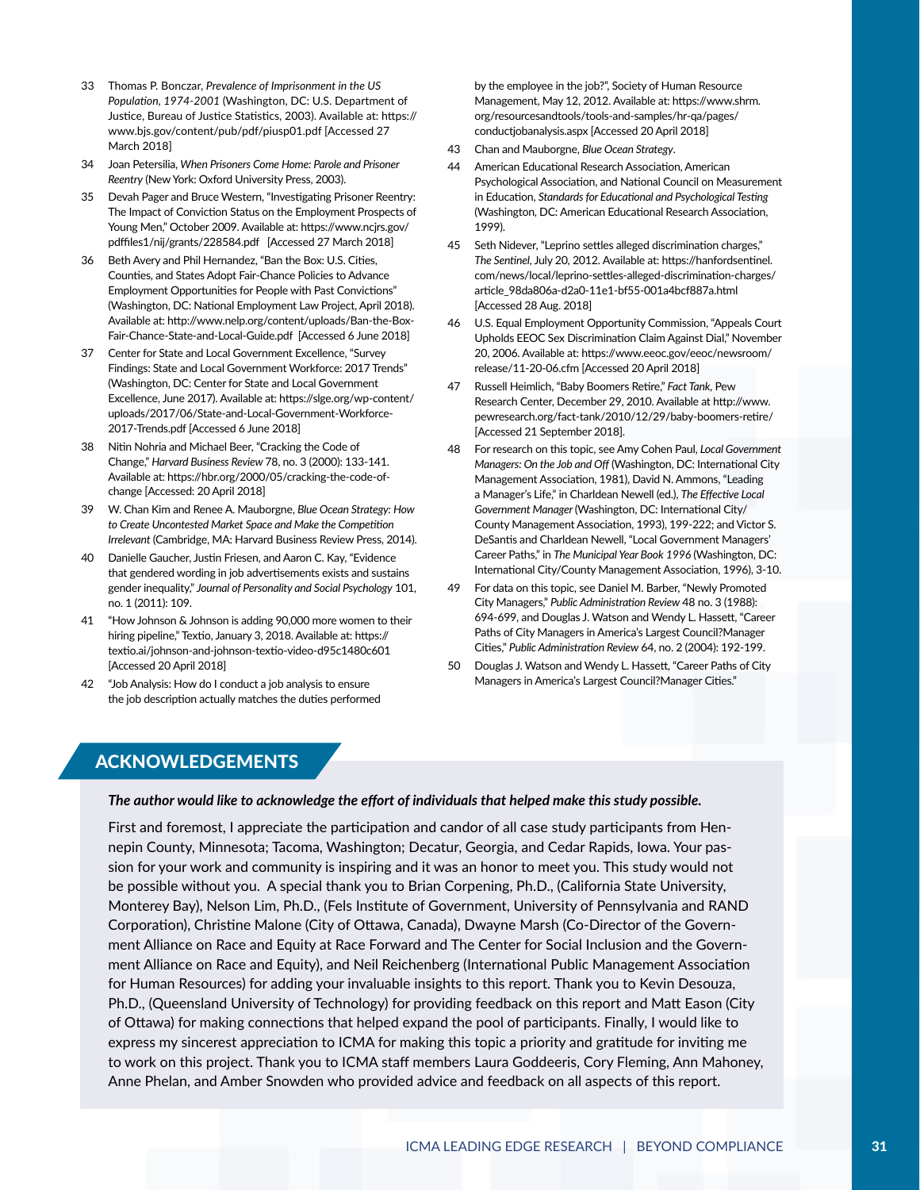33 Thomas P. Bonczar, *Prevalence of Imprisonment in the US Population, 1974-2001* (Washington, DC: U.S. Department of Justice, Bureau of Justice Statistics, 2003). Available at: https://www.bjs.gov/content/pub/pdf/piusp01.pdf [Accessed 27 March 2018]

34 Joan Petersilia, *When Prisoners Come Home: Parole and Prisoner Reentry* (New York: Oxford University Press, 2003).

35 Devah Pager and Bruce Western, "Investigating Prisoner Reentry: The Impact of Conviction Status on the Employment Prospects of Young Men," October 2009. Available at: https://www.ncjrs.gov/pdffiles1/nij/grants/228584.pdf [Accessed 27 March 2018]

36 Beth Avery and Phil Hernandez, "Ban the Box: U.S. Cities, Counties, and States Adopt Fair-Chance Policies to Advance Employment Opportunities for People with Past Convictions" (Washington, DC: National Employment Law Project, April 2018). Available at: http://www.nelp.org/content/uploads/Ban-the-Box-Fair-Chance-State-and-Local-Guide.pdf [Accessed 6 June 2018]

37 Center for State and Local Government Excellence, "Survey Findings: State and Local Government Workforce: 2017 Trends" (Washington, DC: Center for State and Local Government Excellence, June 2017). Available at: https://slge.org/wp-content/uploads/2017/06/State-and-Local-Government-Workforce-2017-Trends.pdf [Accessed 6 June 2018]

38 Nitin Nohria and Michael Beer, "Cracking the Code of Change," *Harvard Business Review* 78, no. 3 (2000): 133-141. Available at: https://hbr.org/2000/05/cracking-the-code-of-change [Accessed: 20 April 2018]

39 W. Chan Kim and Renee A. Mauborgne, *Blue Ocean Strategy: How to Create Uncontested Market Space and Make the Competition Irrelevant* (Cambridge, MA: Harvard Business Review Press, 2014).

40 Danielle Gaucher, Justin Friesen, and Aaron C. Kay, "Evidence that gendered wording in job advertisements exists and sustains gender inequality," *Journal of Personality and Social Psychology* 101, no. 1 (2011): 109.

41 "How Johnson & Johnson is adding 90,000 more women to their hiring pipeline," Textio, January 3, 2018. Available at: https://textio.ai/johnson-and-johnson-textio-video-d95c1480c601 [Accessed 20 April 2018]

42 "Job Analysis: How do I conduct a job analysis to ensure the job description actually matches the duties performed by the employee in the job?", Society of Human Resource Management, May 12, 2012. Available at: https://www.shrm.org/resourcesandtools/tools-and-samples/hr-qa/pages/conductjobanalysis.aspx [Accessed 20 April 2018]

43 Chan and Mauborgne, *Blue Ocean Strategy*.

44 American Educational Research Association, American Psychological Association, and National Council on Measurement in Education, *Standards for Educational and Psychological Testing* (Washington, DC: American Educational Research Association, 1999).

45 Seth Nidever, "Leprino settles alleged discrimination charges," *The Sentinel*, July 20, 2012. Available at: https://hanfordsentinel.com/news/local/leprino-settles-alleged-discrimination-charges/article_98da806a-d2a0-11e1-bf55-001a4bcf887a.html [Accessed 28 Aug. 2018]

46 U.S. Equal Employment Opportunity Commission, "Appeals Court Upholds EEOC Sex Discrimination Claim Against Dial," November 20, 2006. Available at: https://www.eeoc.gov/eeoc/newsroom/release/11-20-06.cfm [Accessed 20 April 2018]

47 Russell Heimlich, "Baby Boomers Retire," *Fact Tank*, Pew Research Center, December 29, 2010. Available at: http://www.pewresearch.org/fact-tank/2010/12/29/baby-boomers-retire/ [Accessed 21 September 2018].

48 For research on this topic, see Amy Cohen Paul, *Local Government Managers: On the Job and Off* (Washington, DC: International City Management Association, 1981), David N. Ammons, "Leading a Manager's Life," in Charldean Newell (ed.), *The Effective Local Government Manager* (Washington, DC: International City/County Management Association, 1993), 199-222; and Victor S. DeSantis and Charldean Newell, "Local Government Managers' Career Paths," in *The Municipal Year Book 1996* (Washington, DC: International City/County Management Association, 1996), 3-10.

49 For data on this topic, see Daniel M. Barber, "Newly Promoted City Managers," *Public Administration Review* 48 no. 3 (1988): 694-699, and Douglas J. Watson and Wendy L. Hassett, "Career Paths of City Managers in America's Largest Council?Manager Cities," *Public Administration Review* 64, no. 2 (2004): 192-199.

50 Douglas J. Watson and Wendy L. Hassett, "Career Paths of City Managers in America's Largest Council?Manager Cities."

## ACKNOWLEDGEMENTS

***The author would like to acknowledge the effort of individuals that helped make this study possible.***

First and foremost, I appreciate the participation and candor of all case study participants from Hennepin County, Minnesota; Tacoma, Washington; Decatur, Georgia, and Cedar Rapids, Iowa. Your passion for your work and community is inspiring and it was an honor to meet you. This study would not be possible without you. A special thank you to Brian Corpening, Ph.D., (California State University, Monterey Bay), Nelson Lim, Ph.D., (Fels Institute of Government, University of Pennsylvania and RAND Corporation), Christine Malone (City of Ottawa, Canada), Dwayne Marsh (Co-Director of the Government Alliance on Race and Equity at Race Forward and The Center for Social Inclusion and the Government Alliance on Race and Equity), and Neil Reichenberg (International Public Management Association for Human Resources) for adding your invaluable insights to this report. Thank you to Kevin Desouza, Ph.D., (Queensland University of Technology) for providing feedback on this report and Matt Eason (City of Ottawa) for making connections that helped expand the pool of participants. Finally, I would like to express my sincerest appreciation to ICMA for making this topic a priority and gratitude for inviting me to work on this project. Thank you to ICMA staff members Laura Goddeeris, Cory Fleming, Ann Mahoney, Anne Phelan, and Amber Snowden who provided advice and feedback on all aspects of this report.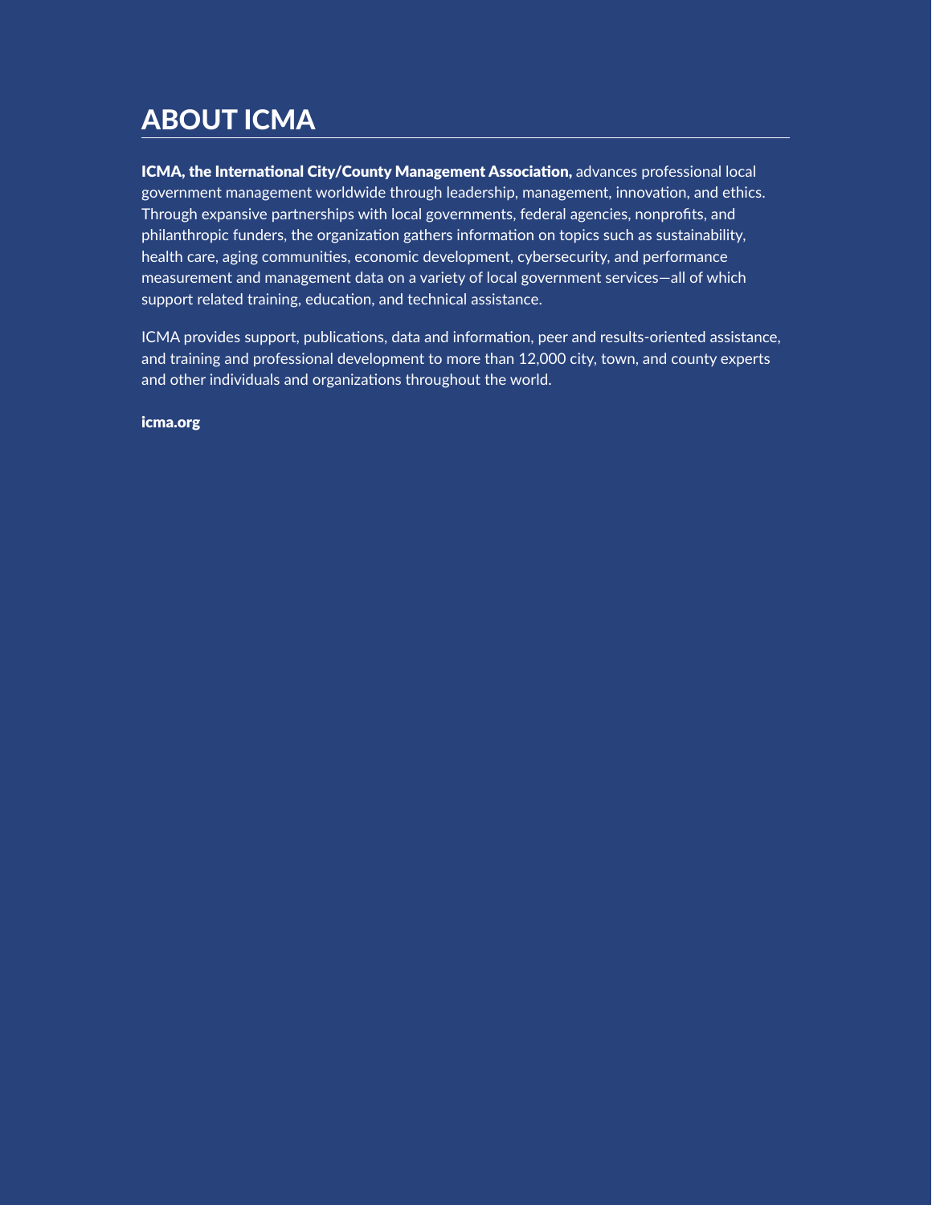# ABOUT ICMA

**ICMA, the International City/County Management Association,** advances professional local government management worldwide through leadership, management, innovation, and ethics. Through expansive partnerships with local governments, federal agencies, nonprofits, and philanthropic funders, the organization gathers information on topics such as sustainability, health care, aging communities, economic development, cybersecurity, and performance measurement and management data on a variety of local government services—all of which support related training, education, and technical assistance.

ICMA provides support, publications, data and information, peer and results-oriented assistance, and training and professional development to more than 12,000 city, town, and county experts and other individuals and organizations throughout the world.

**icma.org**